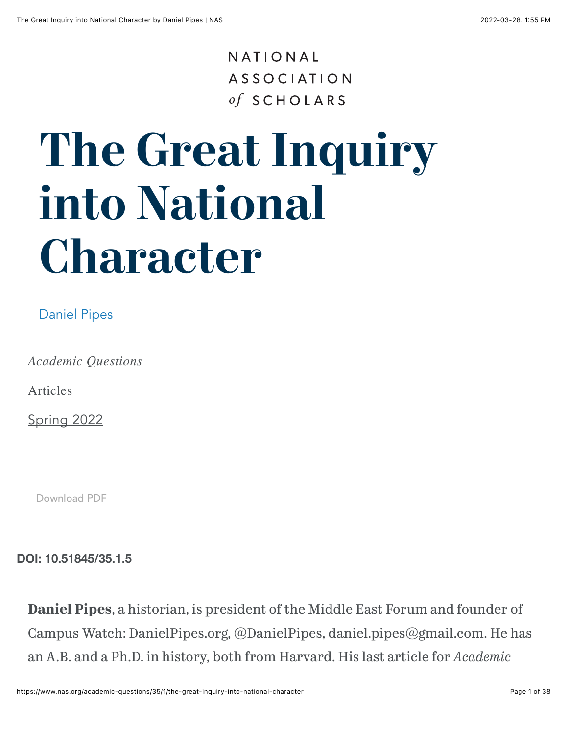NATIONAL ASSOCIATION *of* SCHOLARS

# The Great Inquiry into National Character

Daniel Pipes

*Academic Questions*

Articles

Spring 2022

Download PDF

**DOI: 10.51845/35.1.5**

**Daniel Pipes**, a historian, is president of the Middle East Forum and founder of Campus Watch: DanielPipes.org, @DanielPipes, daniel.pipes@gmail.com. He has an A.B. and a Ph.D. in history, both from Harvard. His last article for *Academic*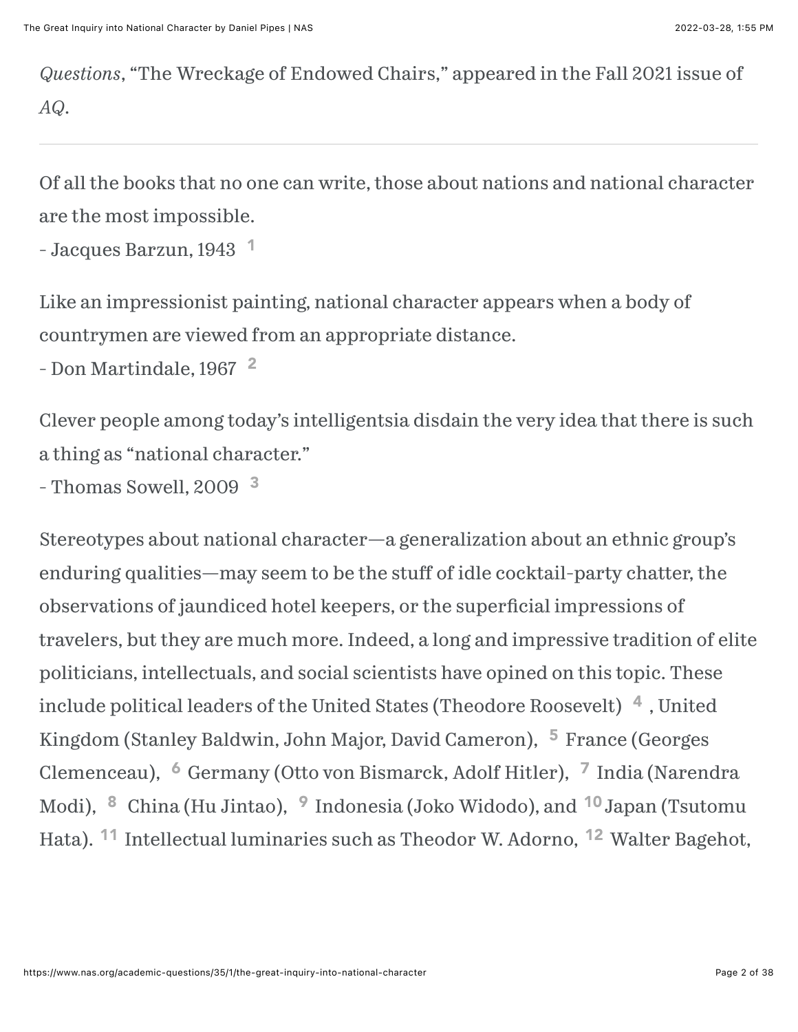*Questions*, "The Wreckage of Endowed Chairs," appeared in the Fall 2021 issue of *AQ*.

---

Of all the books that no one can write, those about nations and national character are the most impossible.
- Jacques Barzun, 1943 [1]

Like an impressionist painting, national character appears when a body of countrymen are viewed from an appropriate distance.
- Don Martindale, 1967 [2]

Clever people among today's intelligentsia disdain the very idea that there is such a thing as "national character."
- Thomas Sowell, 2009 [3]

Stereotypes about national character—a generalization about an ethnic group's enduring qualities—may seem to be the stuff of idle cocktail-party chatter, the observations of jaundiced hotel keepers, or the superficial impressions of travelers, but they are much more. Indeed, a long and impressive tradition of elite politicians, intellectuals, and social scientists have opined on this topic. These include political leaders of the United States (Theodore Roosevelt) [4], United Kingdom (Stanley Baldwin, John Major, David Cameron), [5] France (Georges Clemenceau), [6] Germany (Otto von Bismarck, Adolf Hitler), [7] India (Narendra Modi), [8] China (Hu Jintao), [9] Indonesia (Joko Widodo), and [10] Japan (Tsutomu Hata). [11] Intellectual luminaries such as Theodor W. Adorno, [12] Walter Bagehot,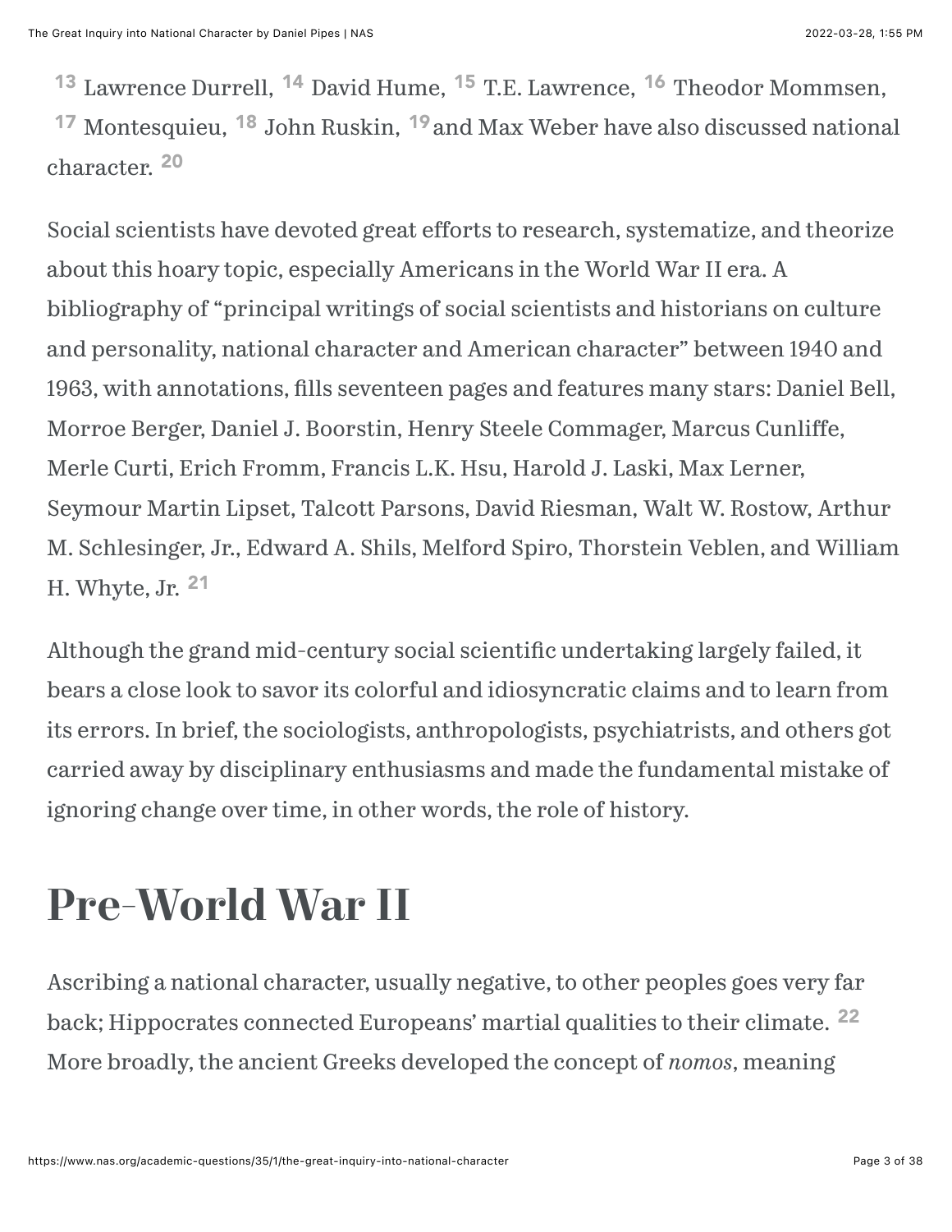[13] Lawrence Durrell, [14] David Hume, [15] T.E. Lawrence, [16] Theodor Mommsen, [17] Montesquieu, [18] John Ruskin, [19] and Max Weber have also discussed national character. [20]

Social scientists have devoted great efforts to research, systematize, and theorize about this hoary topic, especially Americans in the World War II era. A bibliography of "principal writings of social scientists and historians on culture and personality, national character and American character" between 1940 and 1963, with annotations, fills seventeen pages and features many stars: Daniel Bell, Morroe Berger, Daniel J. Boorstin, Henry Steele Commager, Marcus Cunliffe, Merle Curti, Erich Fromm, Francis L.K. Hsu, Harold J. Laski, Max Lerner, Seymour Martin Lipset, Talcott Parsons, David Riesman, Walt W. Rostow, Arthur M. Schlesinger, Jr., Edward A. Shils, Melford Spiro, Thorstein Veblen, and William H. Whyte, Jr. [21]

Although the grand mid-century social scientific undertaking largely failed, it bears a close look to savor its colorful and idiosyncratic claims and to learn from its errors. In brief, the sociologists, anthropologists, psychiatrists, and others got carried away by disciplinary enthusiasms and made the fundamental mistake of ignoring change over time, in other words, the role of history.

## Pre-World War II

Ascribing a national character, usually negative, to other peoples goes very far back; Hippocrates connected Europeans' martial qualities to their climate. [22] More broadly, the ancient Greeks developed the concept of *nomos*, meaning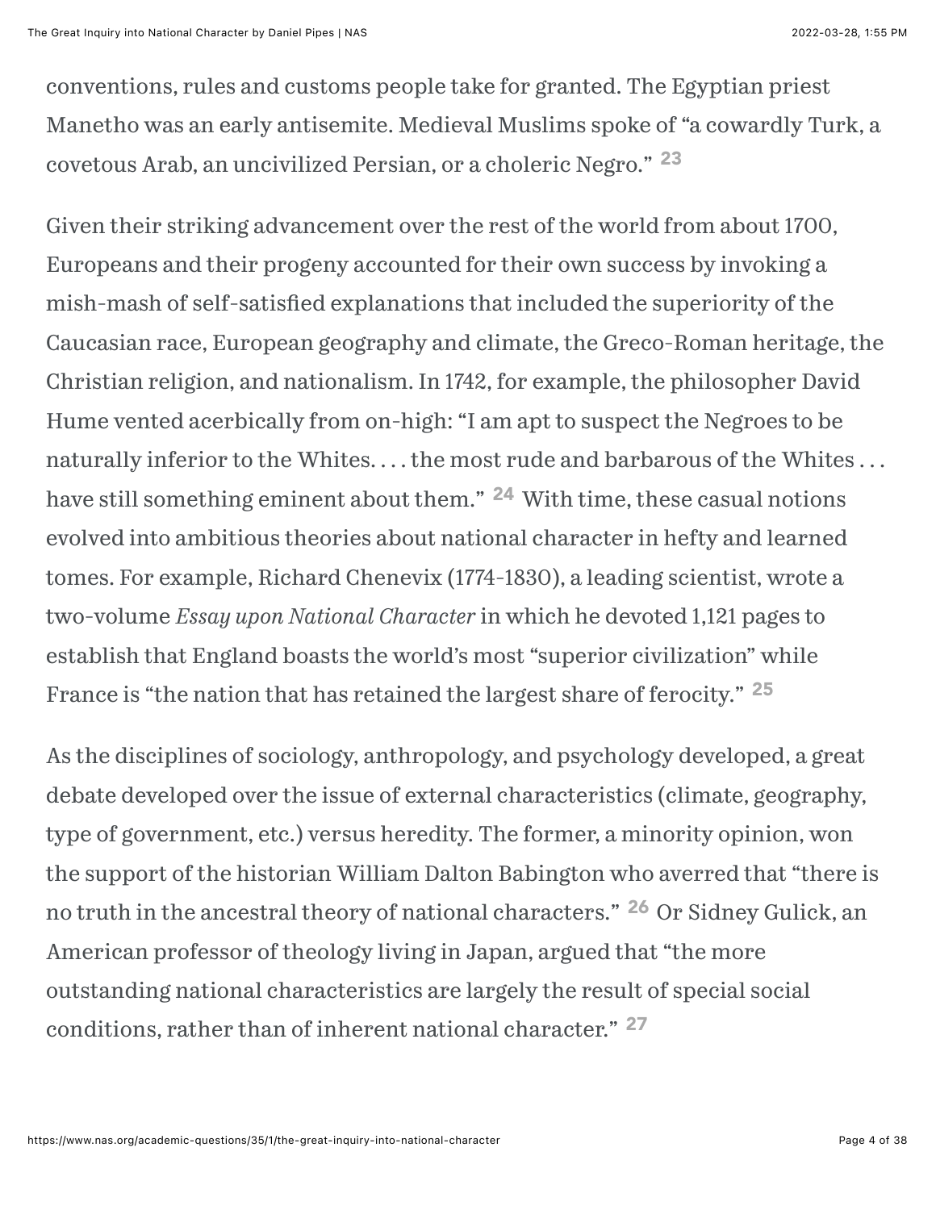conventions, rules and customs people take for granted. The Egyptian priest Manetho was an early antisemite. Medieval Muslims spoke of “a cowardly Turk, a covetous Arab, an uncivilized Persian, or a choleric Negro.” [23]

Given their striking advancement over the rest of the world from about 1700, Europeans and their progeny accounted for their own success by invoking a mish-mash of self-satisfied explanations that included the superiority of the Caucasian race, European geography and climate, the Greco-Roman heritage, the Christian religion, and nationalism. In 1742, for example, the philosopher David Hume vented acerbically from on-high: “I am apt to suspect the Negroes to be naturally inferior to the Whites. . . . the most rude and barbarous of the Whites . . . have still something eminent about them.” [24] With time, these casual notions evolved into ambitious theories about national character in hefty and learned tomes. For example, Richard Chenevix (1774-1830), a leading scientist, wrote a two-volume *Essay upon National Character* in which he devoted 1,121 pages to establish that England boasts the world’s most “superior civilization” while France is “the nation that has retained the largest share of ferocity.” [25]

As the disciplines of sociology, anthropology, and psychology developed, a great debate developed over the issue of external characteristics (climate, geography, type of government, etc.) versus heredity. The former, a minority opinion, won the support of the historian William Dalton Babington who averred that “there is no truth in the ancestral theory of national characters.” [26] Or Sidney Gulick, an American professor of theology living in Japan, argued that “the more outstanding national characteristics are largely the result of special social conditions, rather than of inherent national character.” [27]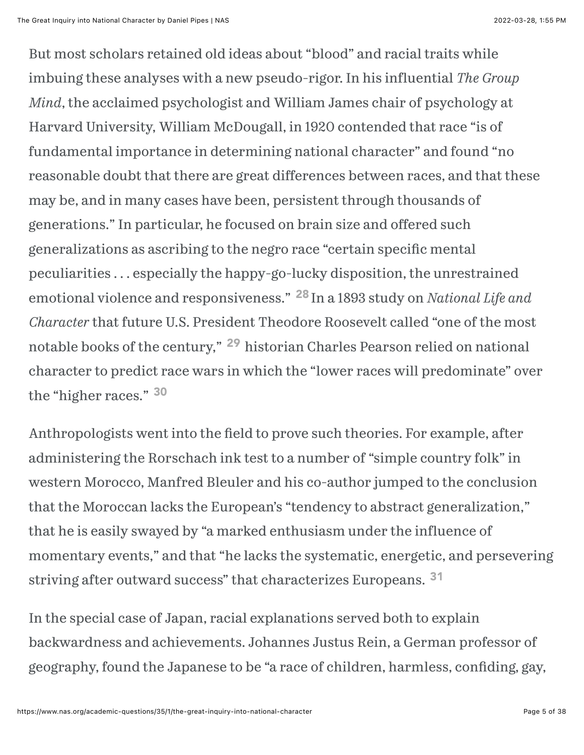But most scholars retained old ideas about "blood" and racial traits while imbuing these analyses with a new pseudo-rigor. In his influential *The Group Mind*, the acclaimed psychologist and William James chair of psychology at Harvard University, William McDougall, in 1920 contended that race "is of fundamental importance in determining national character" and found "no reasonable doubt that there are great differences between races, and that these may be, and in many cases have been, persistent through thousands of generations." In particular, he focused on brain size and offered such generalizations as ascribing to the negro race "certain specific mental peculiarities . . . especially the happy-go-lucky disposition, the unrestrained emotional violence and responsiveness." [28] In a 1893 study on *National Life and Character* that future U.S. President Theodore Roosevelt called "one of the most notable books of the century," [29] historian Charles Pearson relied on national character to predict race wars in which the "lower races will predominate" over the "higher races." [30]

Anthropologists went into the field to prove such theories. For example, after administering the Rorschach ink test to a number of "simple country folk" in western Morocco, Manfred Bleuler and his co-author jumped to the conclusion that the Moroccan lacks the European's "tendency to abstract generalization," that he is easily swayed by "a marked enthusiasm under the influence of momentary events," and that "he lacks the systematic, energetic, and persevering striving after outward success" that characterizes Europeans. [31]

In the special case of Japan, racial explanations served both to explain backwardness and achievements. Johannes Justus Rein, a German professor of geography, found the Japanese to be "a race of children, harmless, confiding, gay,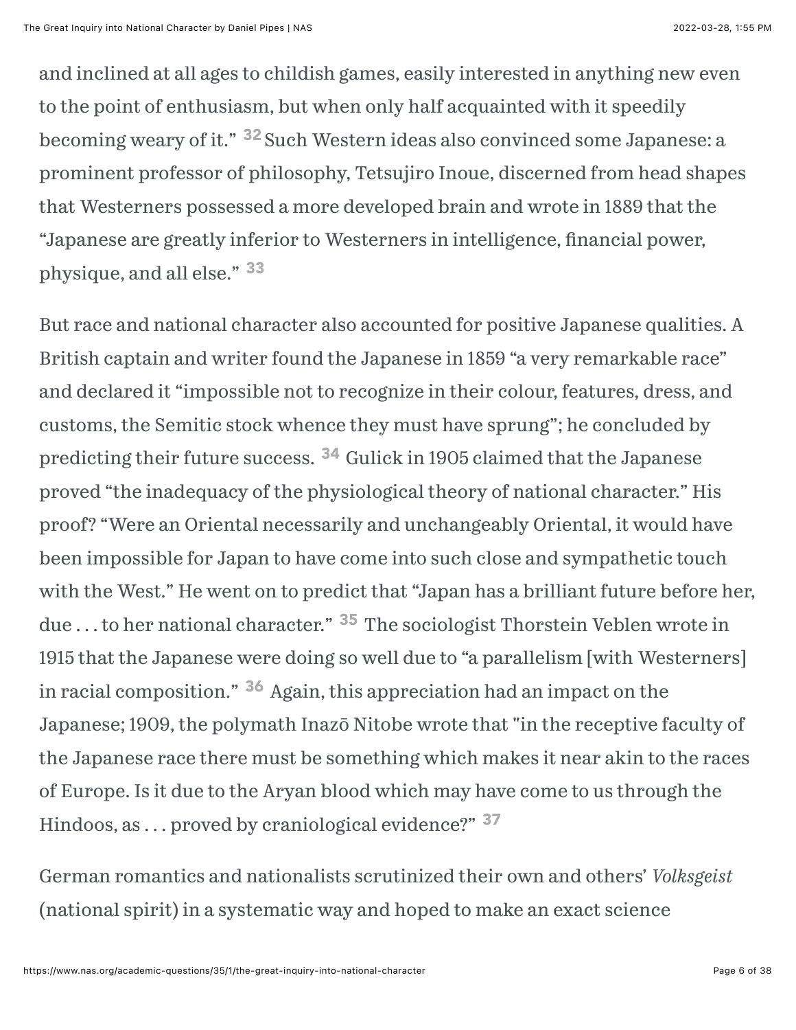and inclined at all ages to childish games, easily interested in anything new even to the point of enthusiasm, but when only half acquainted with it speedily becoming weary of it." [32] Such Western ideas also convinced some Japanese: a prominent professor of philosophy, Tetsujiro Inoue, discerned from head shapes that Westerners possessed a more developed brain and wrote in 1889 that the "Japanese are greatly inferior to Westerners in intelligence, financial power, physique, and all else." [33]

But race and national character also accounted for positive Japanese qualities. A British captain and writer found the Japanese in 1859 "a very remarkable race" and declared it "impossible not to recognize in their colour, features, dress, and customs, the Semitic stock whence they must have sprung"; he concluded by predicting their future success. [34] Gulick in 1905 claimed that the Japanese proved "the inadequacy of the physiological theory of national character." His proof? "Were an Oriental necessarily and unchangeably Oriental, it would have been impossible for Japan to have come into such close and sympathetic touch with the West." He went on to predict that "Japan has a brilliant future before her, due . . . to her national character." [35] The sociologist Thorstein Veblen wrote in 1915 that the Japanese were doing so well due to "a parallelism [with Westerners] in racial composition." [36] Again, this appreciation had an impact on the Japanese; 1909, the polymath Inazō Nitobe wrote that "in the receptive faculty of the Japanese race there must be something which makes it near akin to the races of Europe. Is it due to the Aryan blood which may have come to us through the Hindoos, as . . . proved by craniological evidence?" [37]

German romantics and nationalists scrutinized their own and others' *Volksgeist* (national spirit) in a systematic way and hoped to make an exact science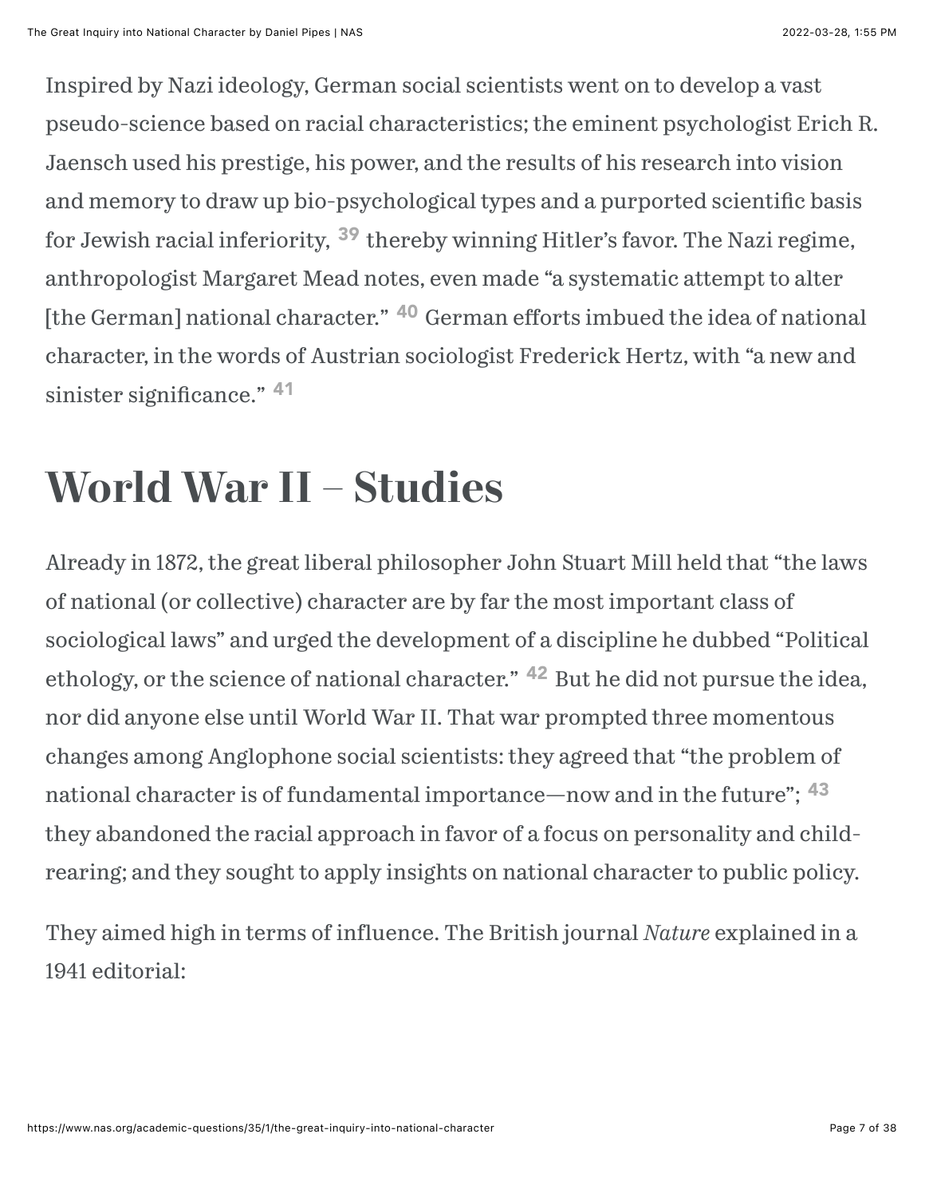Inspired by Nazi ideology, German social scientists went on to develop a vast pseudo-science based on racial characteristics; the eminent psychologist Erich R. Jaensch used his prestige, his power, and the results of his research into vision and memory to draw up bio-psychological types and a purported scientific basis for Jewish racial inferiority, [39] thereby winning Hitler's favor. The Nazi regime, anthropologist Margaret Mead notes, even made "a systematic attempt to alter [the German] national character." [40] German efforts imbued the idea of national character, in the words of Austrian sociologist Frederick Hertz, with "a new and sinister significance." [41]

# World War II – Studies

Already in 1872, the great liberal philosopher John Stuart Mill held that "the laws of national (or collective) character are by far the most important class of sociological laws" and urged the development of a discipline he dubbed "Political ethology, or the science of national character." [42] But he did not pursue the idea, nor did anyone else until World War II. That war prompted three momentous changes among Anglophone social scientists: they agreed that "the problem of national character is of fundamental importance—now and in the future"; [43] they abandoned the racial approach in favor of a focus on personality and child-rearing; and they sought to apply insights on national character to public policy.

They aimed high in terms of influence. The British journal *Nature* explained in a 1941 editorial: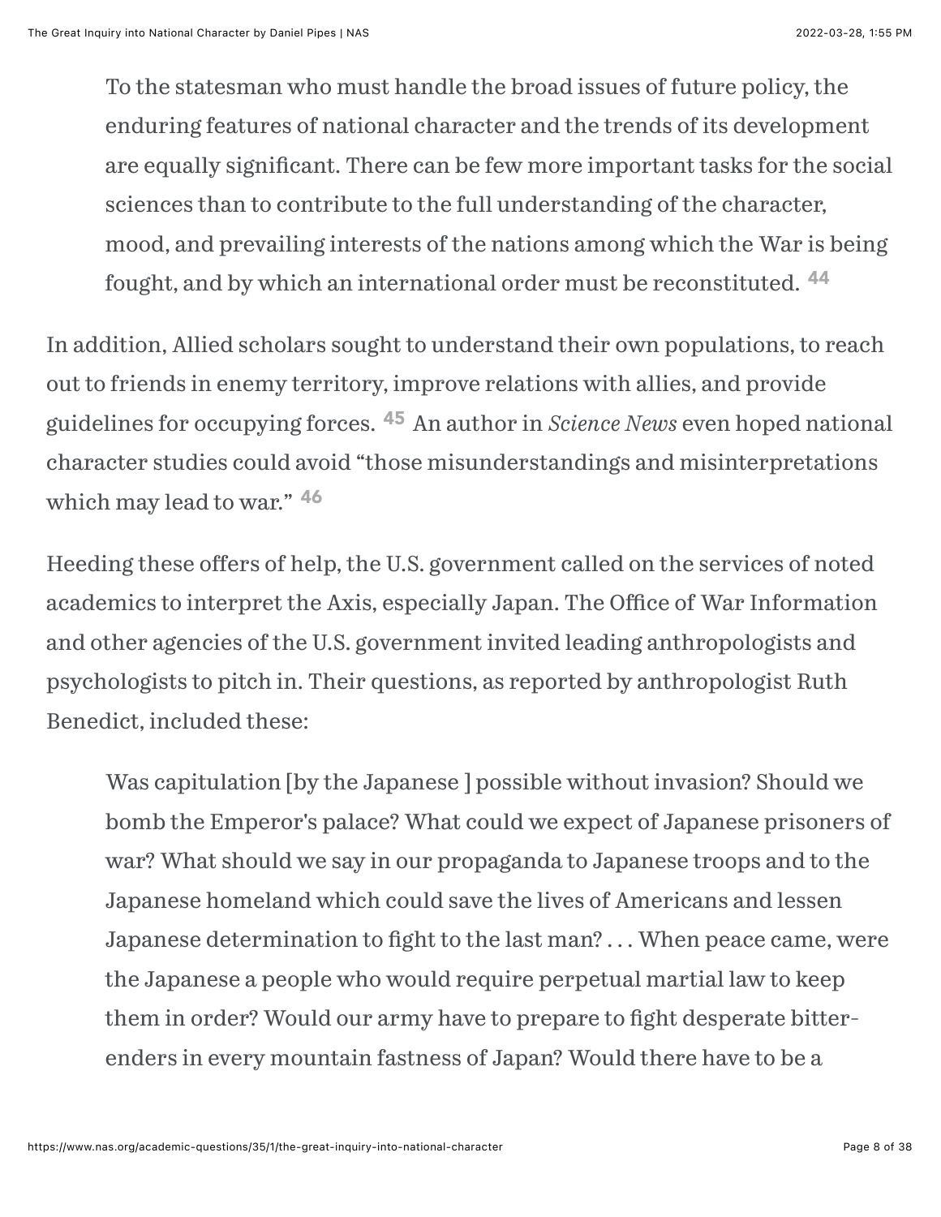> To the statesman who must handle the broad issues of future policy, the enduring features of national character and the trends of its development are equally significant. There can be few more important tasks for the social sciences than to contribute to the full understanding of the character, mood, and prevailing interests of the nations among which the War is being fought, and by which an international order must be reconstituted. [44]

In addition, Allied scholars sought to understand their own populations, to reach out to friends in enemy territory, improve relations with allies, and provide guidelines for occupying forces. [45] An author in *Science News* even hoped national character studies could avoid "those misunderstandings and misinterpretations which may lead to war." [46]

Heeding these offers of help, the U.S. government called on the services of noted academics to interpret the Axis, especially Japan. The Office of War Information and other agencies of the U.S. government invited leading anthropologists and psychologists to pitch in. Their questions, as reported by anthropologist Ruth Benedict, included these:

> Was capitulation [by the Japanese ] possible without invasion? Should we bomb the Emperor's palace? What could we expect of Japanese prisoners of war? What should we say in our propaganda to Japanese troops and to the Japanese homeland which could save the lives of Americans and lessen Japanese determination to fight to the last man? . . . When peace came, were the Japanese a people who would require perpetual martial law to keep them in order? Would our army have to prepare to fight desperate bitter-enders in every mountain fastness of Japan? Would there have to be a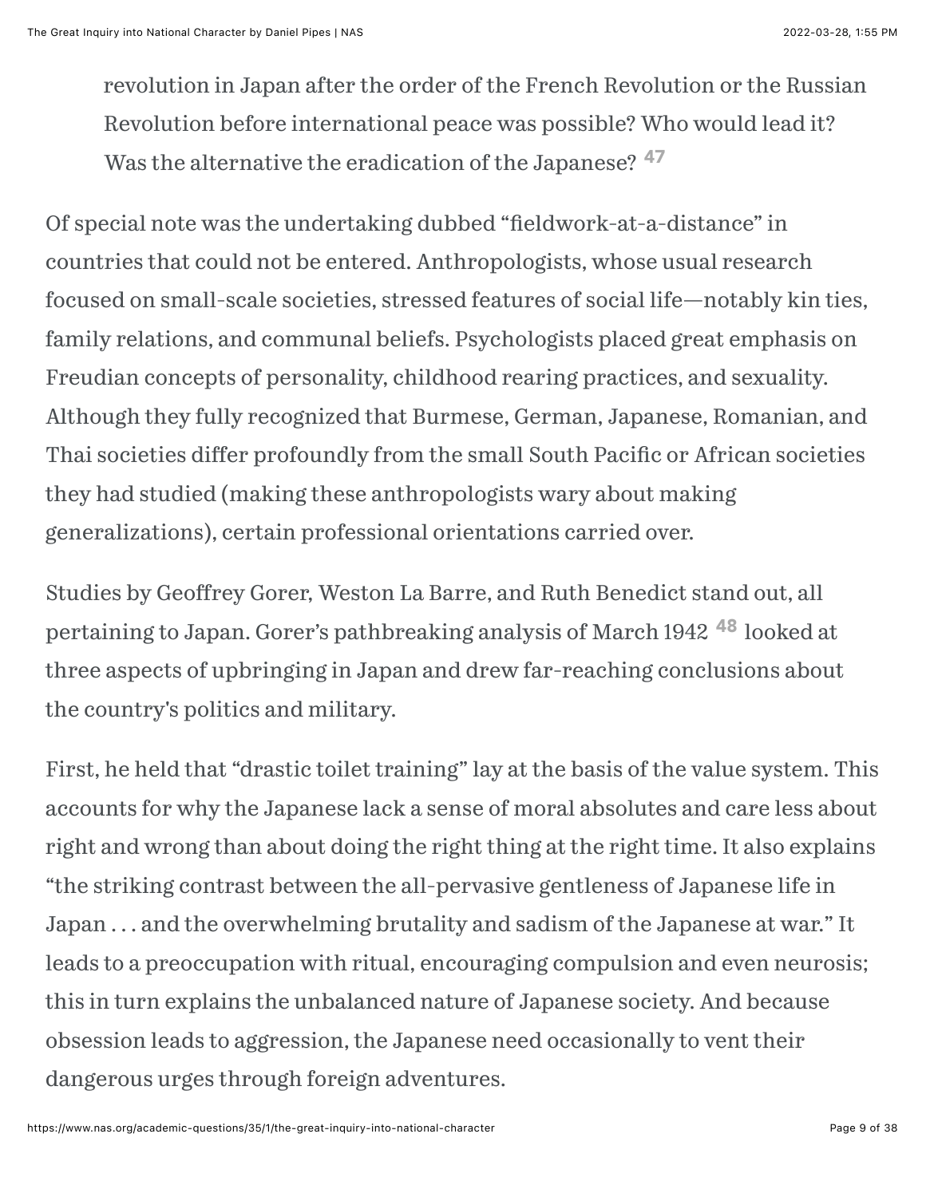> revolution in Japan after the order of the French Revolution or the Russian Revolution before international peace was possible? Who would lead it? Was the alternative the eradication of the Japanese? [47]

Of special note was the undertaking dubbed "fieldwork-at-a-distance" in countries that could not be entered. Anthropologists, whose usual research focused on small-scale societies, stressed features of social life—notably kin ties, family relations, and communal beliefs. Psychologists placed great emphasis on Freudian concepts of personality, childhood rearing practices, and sexuality. Although they fully recognized that Burmese, German, Japanese, Romanian, and Thai societies differ profoundly from the small South Pacific or African societies they had studied (making these anthropologists wary about making generalizations), certain professional orientations carried over.

Studies by Geoffrey Gorer, Weston La Barre, and Ruth Benedict stand out, all pertaining to Japan. Gorer's pathbreaking analysis of March 1942 [48] looked at three aspects of upbringing in Japan and drew far-reaching conclusions about the country's politics and military.

First, he held that "drastic toilet training" lay at the basis of the value system. This accounts for why the Japanese lack a sense of moral absolutes and care less about right and wrong than about doing the right thing at the right time. It also explains "the striking contrast between the all-pervasive gentleness of Japanese life in Japan . . . and the overwhelming brutality and sadism of the Japanese at war." It leads to a preoccupation with ritual, encouraging compulsion and even neurosis; this in turn explains the unbalanced nature of Japanese society. And because obsession leads to aggression, the Japanese need occasionally to vent their dangerous urges through foreign adventures.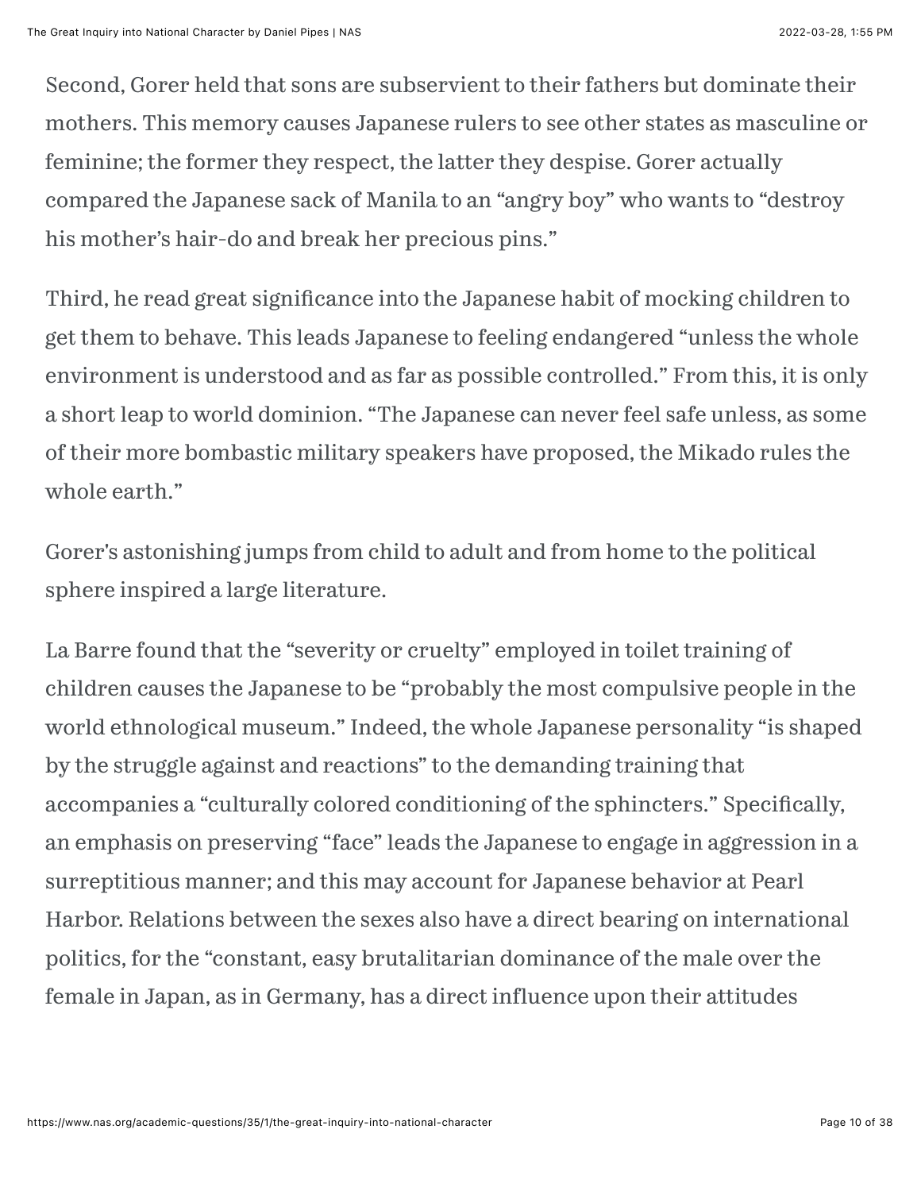Second, Gorer held that sons are subservient to their fathers but dominate their mothers. This memory causes Japanese rulers to see other states as masculine or feminine; the former they respect, the latter they despise. Gorer actually compared the Japanese sack of Manila to an "angry boy" who wants to "destroy his mother's hair-do and break her precious pins."

Third, he read great significance into the Japanese habit of mocking children to get them to behave. This leads Japanese to feeling endangered "unless the whole environment is understood and as far as possible controlled." From this, it is only a short leap to world dominion. "The Japanese can never feel safe unless, as some of their more bombastic military speakers have proposed, the Mikado rules the whole earth."

Gorer's astonishing jumps from child to adult and from home to the political sphere inspired a large literature.

La Barre found that the "severity or cruelty" employed in toilet training of children causes the Japanese to be "probably the most compulsive people in the world ethnological museum." Indeed, the whole Japanese personality "is shaped by the struggle against and reactions" to the demanding training that accompanies a "culturally colored conditioning of the sphincters." Specifically, an emphasis on preserving "face" leads the Japanese to engage in aggression in a surreptitious manner; and this may account for Japanese behavior at Pearl Harbor. Relations between the sexes also have a direct bearing on international politics, for the "constant, easy brutalitarian dominance of the male over the female in Japan, as in Germany, has a direct influence upon their attitudes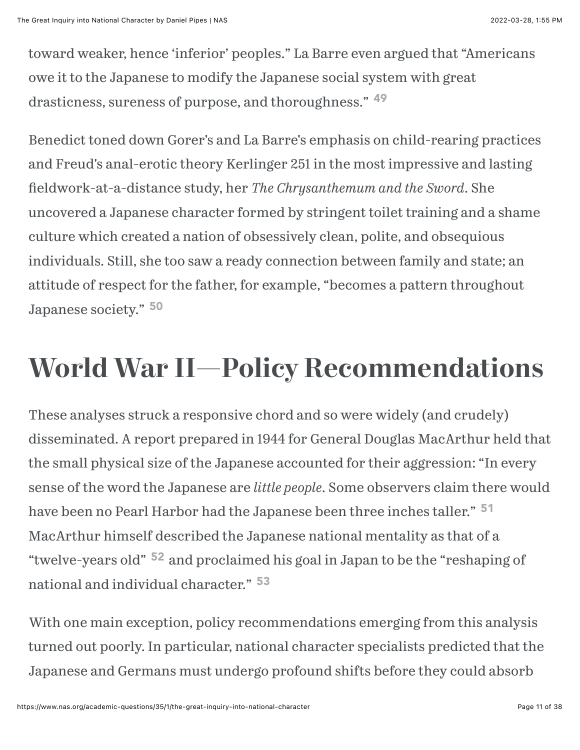toward weaker, hence 'inferior' peoples." La Barre even argued that "Americans owe it to the Japanese to modify the Japanese social system with great drasticness, sureness of purpose, and thoroughness." [49]

Benedict toned down Gorer's and La Barre's emphasis on child-rearing practices and Freud's anal-erotic theory Kerlinger 251 in the most impressive and lasting fieldwork-at-a-distance study, her *The Chrysanthemum and the Sword*. She uncovered a Japanese character formed by stringent toilet training and a shame culture which created a nation of obsessively clean, polite, and obsequious individuals. Still, she too saw a ready connection between family and state; an attitude of respect for the father, for example, "becomes a pattern throughout Japanese society." [50]

## World War II—Policy Recommendations

These analyses struck a responsive chord and so were widely (and crudely) disseminated. A report prepared in 1944 for General Douglas MacArthur held that the small physical size of the Japanese accounted for their aggression: "In every sense of the word the Japanese are *little people*. Some observers claim there would have been no Pearl Harbor had the Japanese been three inches taller." [51] MacArthur himself described the Japanese national mentality as that of a "twelve-years old" [52] and proclaimed his goal in Japan to be the "reshaping of national and individual character." [53]

With one main exception, policy recommendations emerging from this analysis turned out poorly. In particular, national character specialists predicted that the Japanese and Germans must undergo profound shifts before they could absorb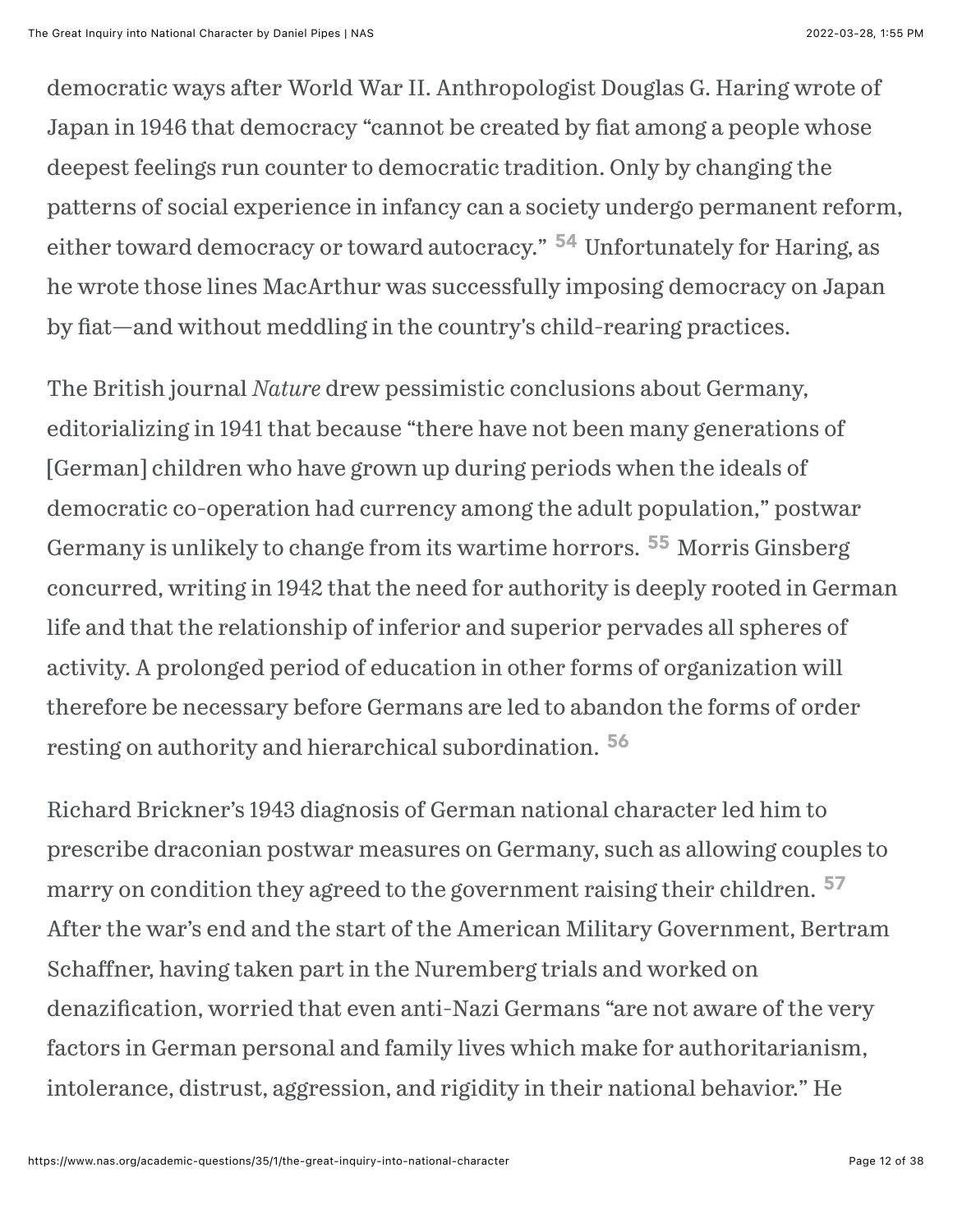democratic ways after World War II. Anthropologist Douglas G. Haring wrote of Japan in 1946 that democracy "cannot be created by fiat among a people whose deepest feelings run counter to democratic tradition. Only by changing the patterns of social experience in infancy can a society undergo permanent reform, either toward democracy or toward autocracy." [54] Unfortunately for Haring, as he wrote those lines MacArthur was successfully imposing democracy on Japan by fiat—and without meddling in the country's child-rearing practices.

The British journal *Nature* drew pessimistic conclusions about Germany, editorializing in 1941 that because "there have not been many generations of [German] children who have grown up during periods when the ideals of democratic co-operation had currency among the adult population," postwar Germany is unlikely to change from its wartime horrors. [55] Morris Ginsberg concurred, writing in 1942 that the need for authority is deeply rooted in German life and that the relationship of inferior and superior pervades all spheres of activity. A prolonged period of education in other forms of organization will therefore be necessary before Germans are led to abandon the forms of order resting on authority and hierarchical subordination. [56]

Richard Brickner's 1943 diagnosis of German national character led him to prescribe draconian postwar measures on Germany, such as allowing couples to marry on condition they agreed to the government raising their children. [57] After the war's end and the start of the American Military Government, Bertram Schaffner, having taken part in the Nuremberg trials and worked on denazification, worried that even anti-Nazi Germans "are not aware of the very factors in German personal and family lives which make for authoritarianism, intolerance, distrust, aggression, and rigidity in their national behavior." He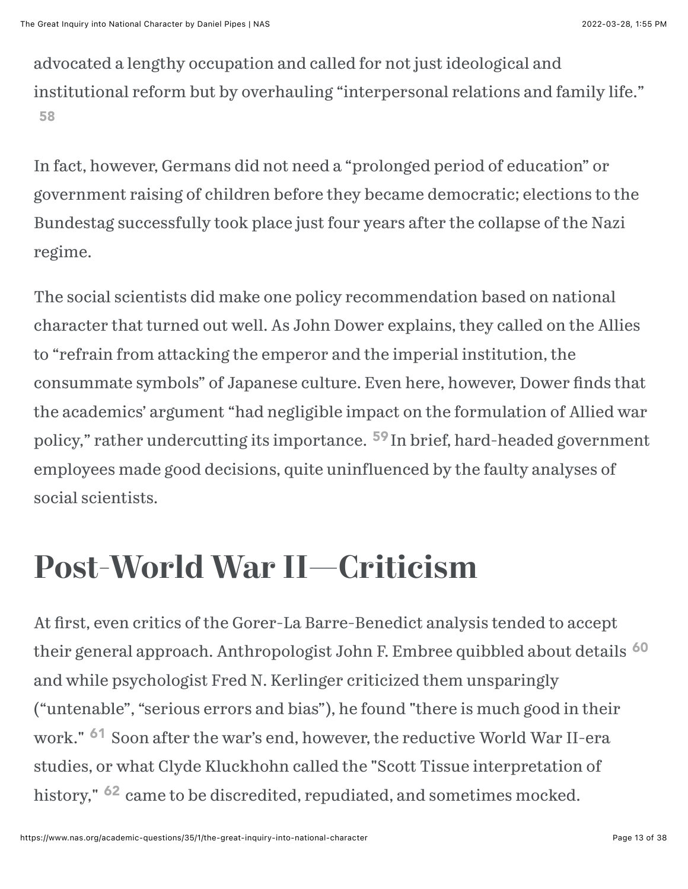advocated a lengthy occupation and called for not just ideological and institutional reform but by overhauling "interpersonal relations and family life." [58]

In fact, however, Germans did not need a "prolonged period of education" or government raising of children before they became democratic; elections to the Bundestag successfully took place just four years after the collapse of the Nazi regime.

The social scientists did make one policy recommendation based on national character that turned out well. As John Dower explains, they called on the Allies to "refrain from attacking the emperor and the imperial institution, the consummate symbols" of Japanese culture. Even here, however, Dower finds that the academics' argument "had negligible impact on the formulation of Allied war policy," rather undercutting its importance. [59] In brief, hard-headed government employees made good decisions, quite uninfluenced by the faulty analyses of social scientists.

# Post-World War II—Criticism

At first, even critics of the Gorer-La Barre-Benedict analysis tended to accept their general approach. Anthropologist John F. Embree quibbled about details [60] and while psychologist Fred N. Kerlinger criticized them unsparingly ("untenable", "serious errors and bias"), he found "there is much good in their work." [61] Soon after the war's end, however, the reductive World War II-era studies, or what Clyde Kluckhohn called the "Scott Tissue interpretation of history," [62] came to be discredited, repudiated, and sometimes mocked.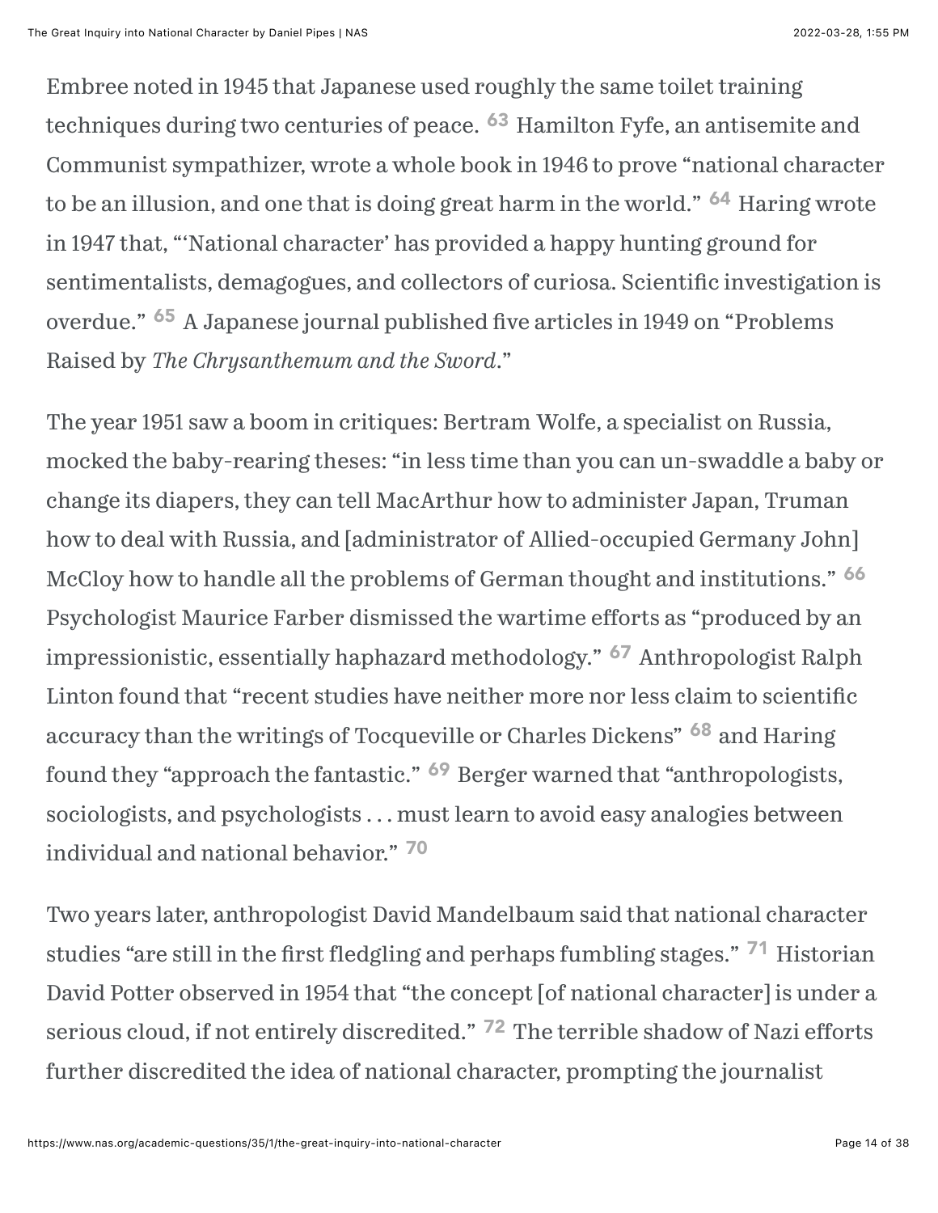Embree noted in 1945 that Japanese used roughly the same toilet training techniques during two centuries of peace. [63] Hamilton Fyfe, an antisemite and Communist sympathizer, wrote a whole book in 1946 to prove "national character to be an illusion, and one that is doing great harm in the world." [64] Haring wrote in 1947 that, "'National character' has provided a happy hunting ground for sentimentalists, demagogues, and collectors of curiosa. Scientific investigation is overdue." [65] A Japanese journal published five articles in 1949 on "Problems Raised by *The Chrysanthemum and the Sword*."

The year 1951 saw a boom in critiques: Bertram Wolfe, a specialist on Russia, mocked the baby-rearing theses: "in less time than you can un-swaddle a baby or change its diapers, they can tell MacArthur how to administer Japan, Truman how to deal with Russia, and [administrator of Allied-occupied Germany John] McCloy how to handle all the problems of German thought and institutions." [66] Psychologist Maurice Farber dismissed the wartime efforts as "produced by an impressionistic, essentially haphazard methodology." [67] Anthropologist Ralph Linton found that "recent studies have neither more nor less claim to scientific accuracy than the writings of Tocqueville or Charles Dickens" [68] and Haring found they "approach the fantastic." [69] Berger warned that "anthropologists, sociologists, and psychologists . . . must learn to avoid easy analogies between individual and national behavior." [70]

Two years later, anthropologist David Mandelbaum said that national character studies "are still in the first fledgling and perhaps fumbling stages." [71] Historian David Potter observed in 1954 that "the concept [of national character] is under a serious cloud, if not entirely discredited." [72] The terrible shadow of Nazi efforts further discredited the idea of national character, prompting the journalist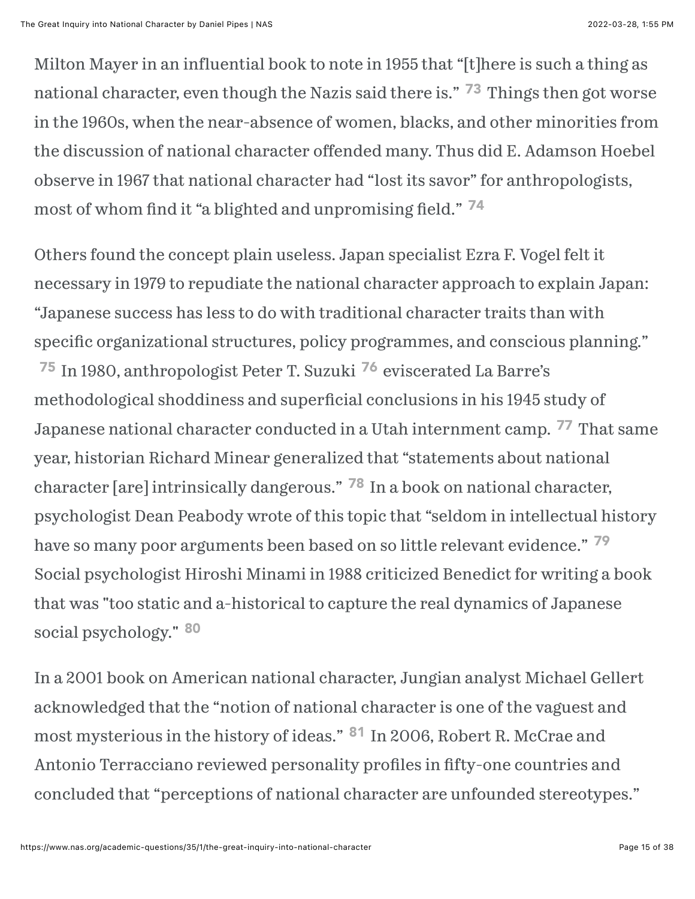Milton Mayer in an influential book to note in 1955 that "[t]here is such a thing as national character, even though the Nazis said there is." [73] Things then got worse in the 1960s, when the near-absence of women, blacks, and other minorities from the discussion of national character offended many. Thus did E. Adamson Hoebel observe in 1967 that national character had "lost its savor" for anthropologists, most of whom find it "a blighted and unpromising field." [74]

Others found the concept plain useless. Japan specialist Ezra F. Vogel felt it necessary in 1979 to repudiate the national character approach to explain Japan: "Japanese success has less to do with traditional character traits than with specific organizational structures, policy programmes, and conscious planning." [75] In 1980, anthropologist Peter T. Suzuki [76] eviscerated La Barre's methodological shoddiness and superficial conclusions in his 1945 study of Japanese national character conducted in a Utah internment camp. [77] That same year, historian Richard Minear generalized that "statements about national character [are] intrinsically dangerous." [78] In a book on national character, psychologist Dean Peabody wrote of this topic that "seldom in intellectual history have so many poor arguments been based on so little relevant evidence." [79] Social psychologist Hiroshi Minami in 1988 criticized Benedict for writing a book that was "too static and a-historical to capture the real dynamics of Japanese social psychology." [80]

In a 2001 book on American national character, Jungian analyst Michael Gellert acknowledged that the "notion of national character is one of the vaguest and most mysterious in the history of ideas." [81] In 2006, Robert R. McCrae and Antonio Terracciano reviewed personality profiles in fifty-one countries and concluded that "perceptions of national character are unfounded stereotypes."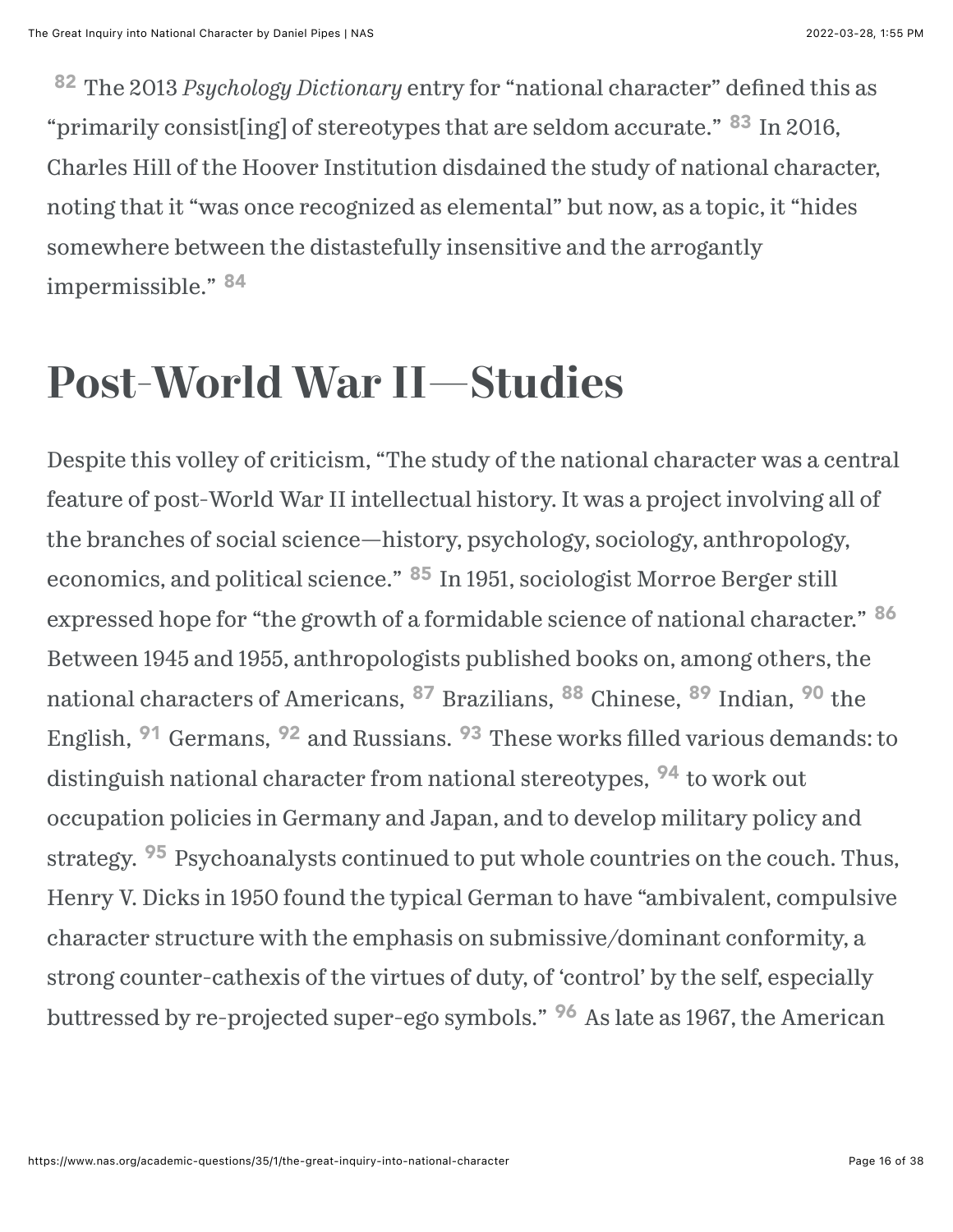[82] The 2013 *Psychology Dictionary* entry for "national character" defined this as "primarily consist[ing] of stereotypes that are seldom accurate." [83] In 2016, Charles Hill of the Hoover Institution disdained the study of national character, noting that it "was once recognized as elemental" but now, as a topic, it "hides somewhere between the distastefully insensitive and the arrogantly impermissible." [84]

## Post-World War II—Studies

Despite this volley of criticism, "The study of the national character was a central feature of post-World War II intellectual history. It was a project involving all of the branches of social science—history, psychology, sociology, anthropology, economics, and political science." [85] In 1951, sociologist Morroe Berger still expressed hope for "the growth of a formidable science of national character." [86] Between 1945 and 1955, anthropologists published books on, among others, the national characters of Americans, [87] Brazilians, [88] Chinese, [89] Indian, [90] the English, [91] Germans, [92] and Russians. [93] These works filled various demands: to distinguish national character from national stereotypes, [94] to work out occupation policies in Germany and Japan, and to develop military policy and strategy. [95] Psychoanalysts continued to put whole countries on the couch. Thus, Henry V. Dicks in 1950 found the typical German to have "ambivalent, compulsive character structure with the emphasis on submissive/dominant conformity, a strong counter-cathexis of the virtues of duty, of 'control' by the self, especially buttressed by re-projected super-ego symbols." [96] As late as 1967, the American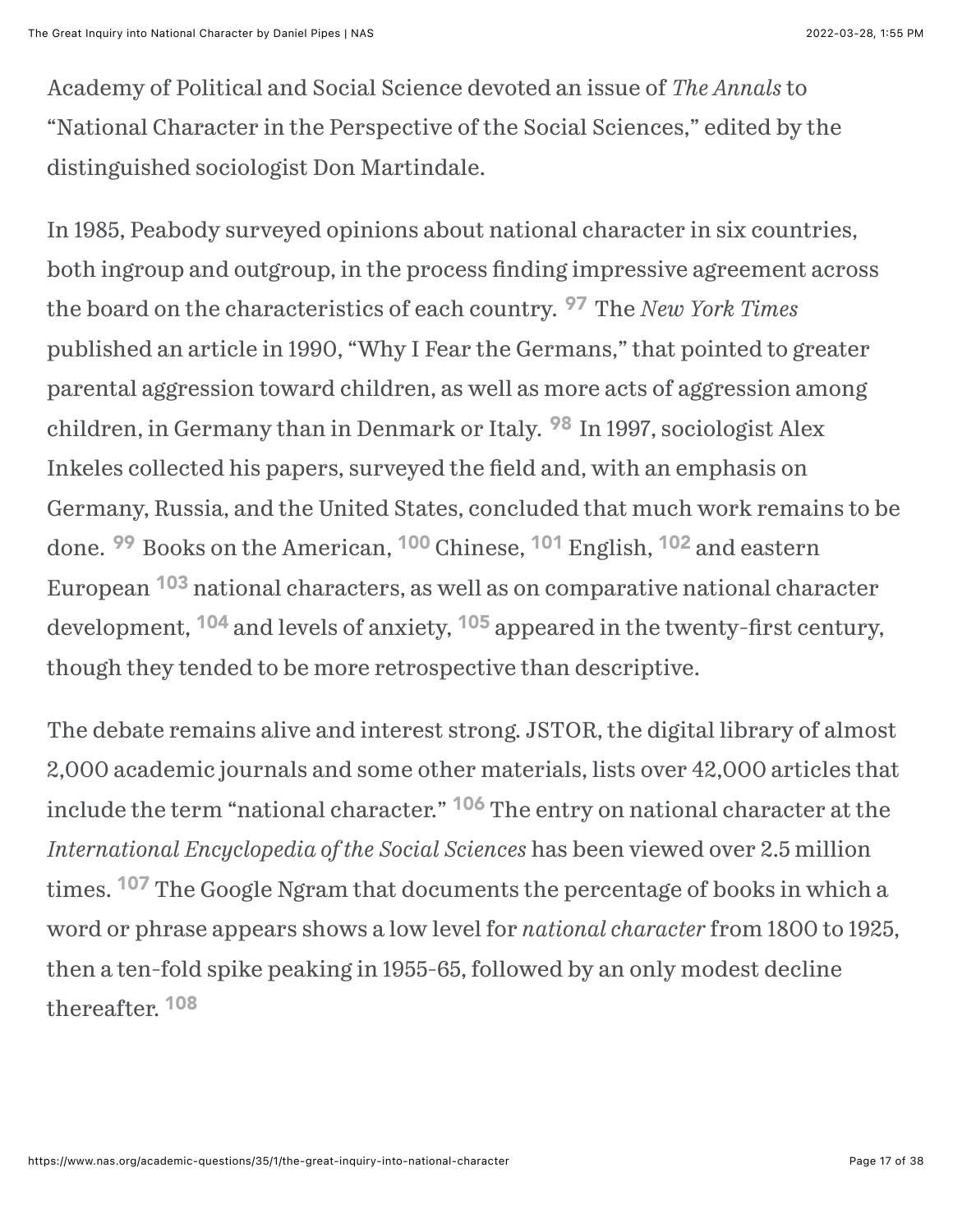Academy of Political and Social Science devoted an issue of *The Annals* to "National Character in the Perspective of the Social Sciences," edited by the distinguished sociologist Don Martindale.

In 1985, Peabody surveyed opinions about national character in six countries, both ingroup and outgroup, in the process finding impressive agreement across the board on the characteristics of each country. [97] The *New York Times* published an article in 1990, "Why I Fear the Germans," that pointed to greater parental aggression toward children, as well as more acts of aggression among children, in Germany than in Denmark or Italy. [98] In 1997, sociologist Alex Inkeles collected his papers, surveyed the field and, with an emphasis on Germany, Russia, and the United States, concluded that much work remains to be done. [99] Books on the American, [100] Chinese, [101] English, [102] and eastern European [103] national characters, as well as on comparative national character development, [104] and levels of anxiety, [105] appeared in the twenty-first century, though they tended to be more retrospective than descriptive.

The debate remains alive and interest strong. JSTOR, the digital library of almost 2,000 academic journals and some other materials, lists over 42,000 articles that include the term "national character." [106] The entry on national character at the *International Encyclopedia of the Social Sciences* has been viewed over 2.5 million times. [107] The Google Ngram that documents the percentage of books in which a word or phrase appears shows a low level for *national character* from 1800 to 1925, then a ten-fold spike peaking in 1955-65, followed by an only modest decline thereafter. [108]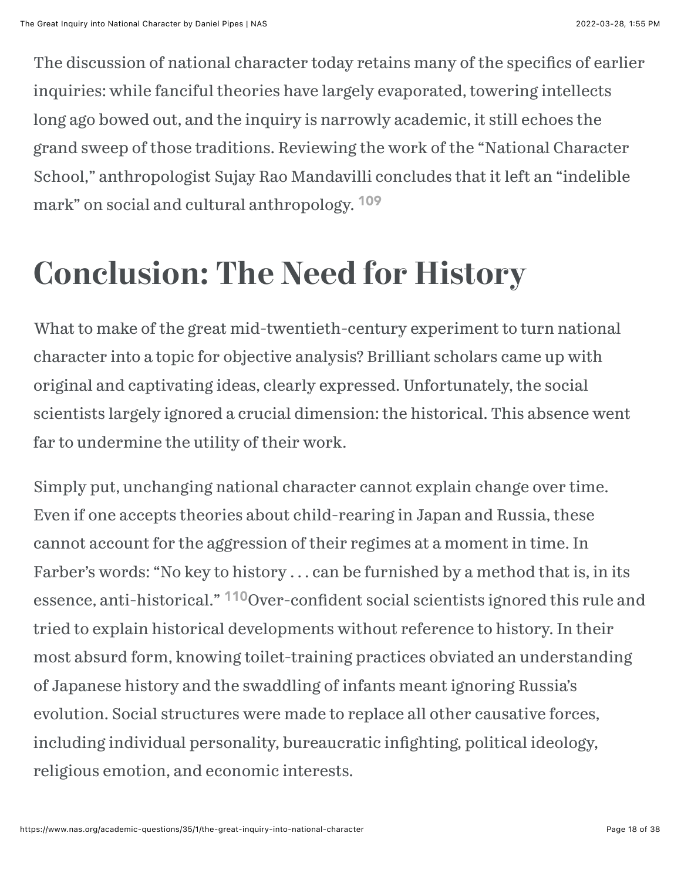The discussion of national character today retains many of the specifics of earlier inquiries: while fanciful theories have largely evaporated, towering intellects long ago bowed out, and the inquiry is narrowly academic, it still echoes the grand sweep of those traditions. Reviewing the work of the "National Character School," anthropologist Sujay Rao Mandavilli concludes that it left an "indelible mark" on social and cultural anthropology. [109]

## Conclusion: The Need for History

What to make of the great mid-twentieth-century experiment to turn national character into a topic for objective analysis? Brilliant scholars came up with original and captivating ideas, clearly expressed. Unfortunately, the social scientists largely ignored a crucial dimension: the historical. This absence went far to undermine the utility of their work.

Simply put, unchanging national character cannot explain change over time. Even if one accepts theories about child-rearing in Japan and Russia, these cannot account for the aggression of their regimes at a moment in time. In Farber's words: "No key to history . . . can be furnished by a method that is, in its essence, anti-historical." [110] Over-confident social scientists ignored this rule and tried to explain historical developments without reference to history. In their most absurd form, knowing toilet-training practices obviated an understanding of Japanese history and the swaddling of infants meant ignoring Russia's evolution. Social structures were made to replace all other causative forces, including individual personality, bureaucratic infighting, political ideology, religious emotion, and economic interests.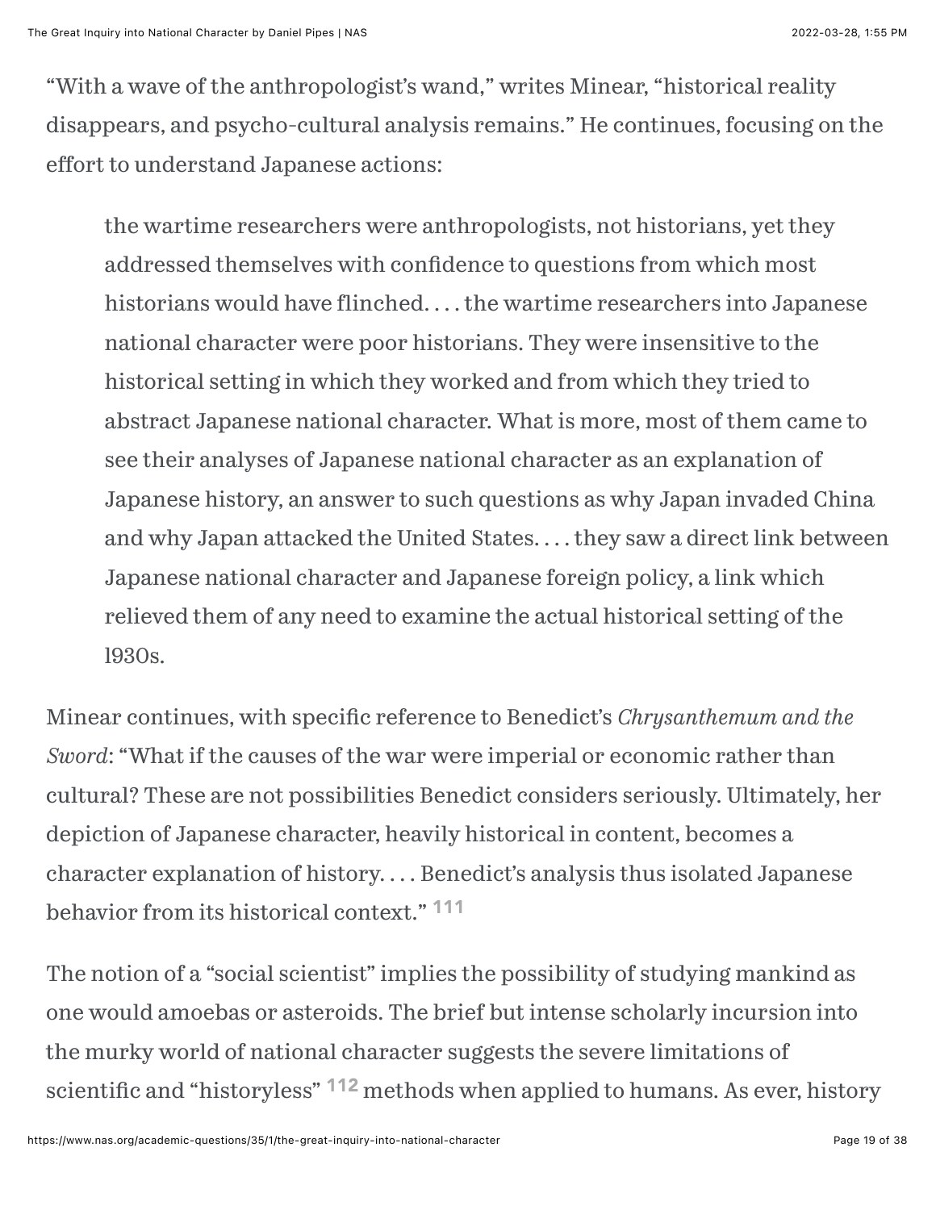"With a wave of the anthropologist's wand," writes Minear, "historical reality disappears, and psycho-cultural analysis remains." He continues, focusing on the effort to understand Japanese actions:

> the wartime researchers were anthropologists, not historians, yet they addressed themselves with confidence to questions from which most historians would have flinched. . . . the wartime researchers into Japanese national character were poor historians. They were insensitive to the historical setting in which they worked and from which they tried to abstract Japanese national character. What is more, most of them came to see their analyses of Japanese national character as an explanation of Japanese history, an answer to such questions as why Japan invaded China and why Japan attacked the United States. . . . they saw a direct link between Japanese national character and Japanese foreign policy, a link which relieved them of any need to examine the actual historical setting of the 1930s.

Minear continues, with specific reference to Benedict's *Chrysanthemum and the Sword*: "What if the causes of the war were imperial or economic rather than cultural? These are not possibilities Benedict considers seriously. Ultimately, her depiction of Japanese character, heavily historical in content, becomes a character explanation of history. . . . Benedict's analysis thus isolated Japanese behavior from its historical context." [111]

The notion of a "social scientist" implies the possibility of studying mankind as one would amoebas or asteroids. The brief but intense scholarly incursion into the murky world of national character suggests the severe limitations of scientific and "historyless" [112] methods when applied to humans. As ever, history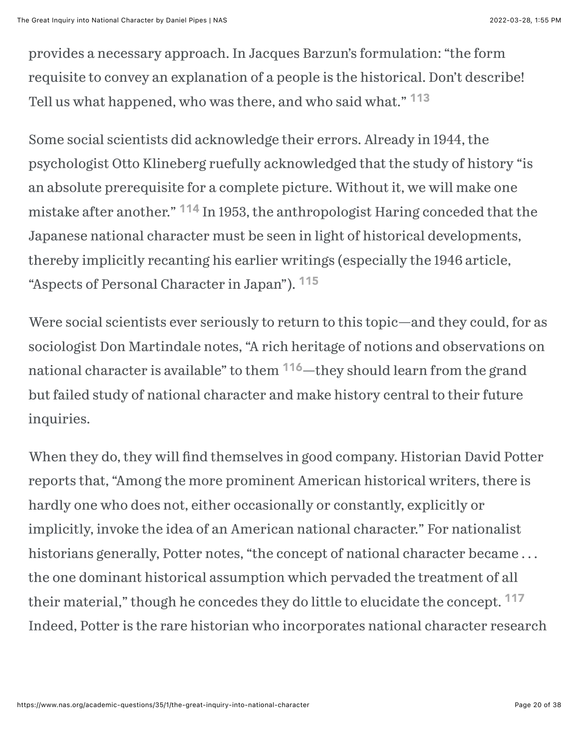provides a necessary approach. In Jacques Barzun's formulation: "the form requisite to convey an explanation of a people is the historical. Don't describe! Tell us what happened, who was there, and who said what." [113]

Some social scientists did acknowledge their errors. Already in 1944, the psychologist Otto Klineberg ruefully acknowledged that the study of history "is an absolute prerequisite for a complete picture. Without it, we will make one mistake after another." [114] In 1953, the anthropologist Haring conceded that the Japanese national character must be seen in light of historical developments, thereby implicitly recanting his earlier writings (especially the 1946 article, "Aspects of Personal Character in Japan"). [115]

Were social scientists ever seriously to return to this topic—and they could, for as sociologist Don Martindale notes, "A rich heritage of notions and observations on national character is available" to them [116]—they should learn from the grand but failed study of national character and make history central to their future inquiries.

When they do, they will find themselves in good company. Historian David Potter reports that, "Among the more prominent American historical writers, there is hardly one who does not, either occasionally or constantly, explicitly or implicitly, invoke the idea of an American national character." For nationalist historians generally, Potter notes, "the concept of national character became . . . the one dominant historical assumption which pervaded the treatment of all their material," though he concedes they do little to elucidate the concept. [117] Indeed, Potter is the rare historian who incorporates national character research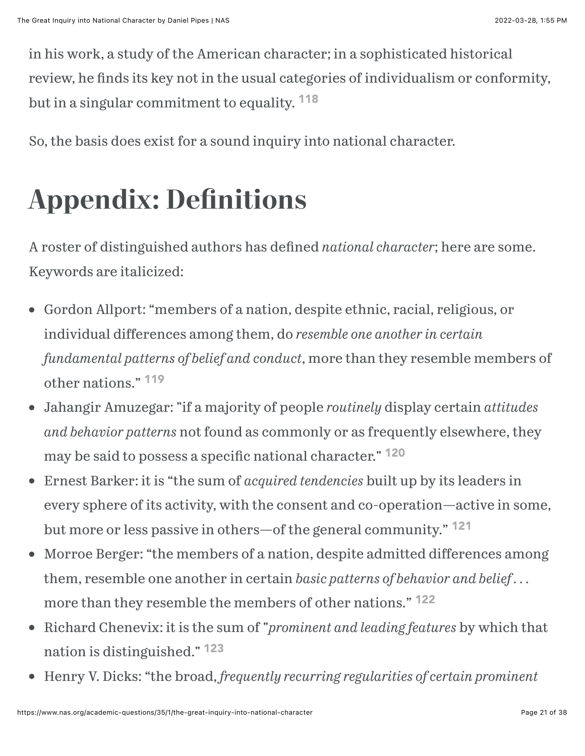in his work, a study of the American character; in a sophisticated historical review, he finds its key not in the usual categories of individualism or conformity, but in a singular commitment to equality. [118]

So, the basis does exist for a sound inquiry into national character.

## Appendix: Definitions

A roster of distinguished authors has defined *national character*; here are some. Keywords are italicized:

- Gordon Allport: "members of a nation, despite ethnic, racial, religious, or individual differences among them, do *resemble one another in certain fundamental patterns of belief and conduct*, more than they resemble members of other nations." [119]
- Jahangir Amuzegar: "if a majority of people *routinely* display certain *attitudes and behavior patterns* not found as commonly or as frequently elsewhere, they may be said to possess a specific national character." [120]
- Ernest Barker: it is "the sum of *acquired tendencies* built up by its leaders in every sphere of its activity, with the consent and co-operation—active in some, but more or less passive in others—of the general community." [121]
- Morroe Berger: "the members of a nation, despite admitted differences among them, resemble one another in certain *basic patterns of behavior and belief* . . . more than they resemble the members of other nations." [122]
- Richard Chenevix: it is the sum of "*prominent and leading features* by which that nation is distinguished." [123]
- Henry V. Dicks: "the broad, *frequently recurring regularities of certain prominent*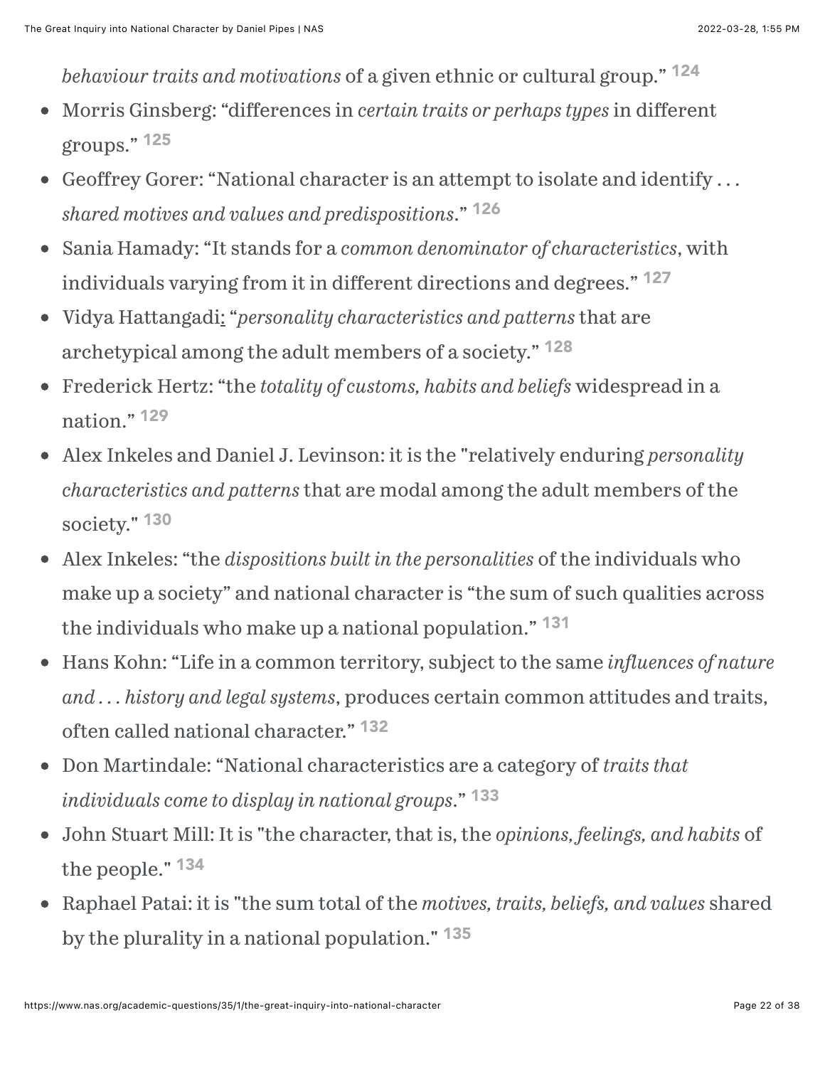*behaviour traits and motivations* of a given ethnic or cultural group." [124]

- Morris Ginsberg: "differences in *certain traits or perhaps types* in different groups." [125]
- Geoffrey Gorer: "National character is an attempt to isolate and identify . . . *shared motives and values and predispositions*." [126]
- Sania Hamady: "It stands for a *common denominator of characteristics*, with individuals varying from it in different directions and degrees." [127]
- Vidya Hattangadi: "*personality characteristics and patterns* that are archetypical among the adult members of a society." [128]
- Frederick Hertz: "the *totality of customs, habits and beliefs* widespread in a nation." [129]
- Alex Inkeles and Daniel J. Levinson: it is the "relatively enduring *personality characteristics and patterns* that are modal among the adult members of the society." [130]
- Alex Inkeles: "the *dispositions built in the personalities* of the individuals who make up a society" and national character is "the sum of such qualities across the individuals who make up a national population." [131]
- Hans Kohn: "Life in a common territory, subject to the same *influences of nature and . . . history and legal systems*, produces certain common attitudes and traits, often called national character." [132]
- Don Martindale: "National characteristics are a category of *traits that individuals come to display in national groups*." [133]
- John Stuart Mill: It is "the character, that is, the *opinions, feelings, and habits* of the people." [134]
- Raphael Patai: it is "the sum total of the *motives, traits, beliefs, and values* shared by the plurality in a national population." [135]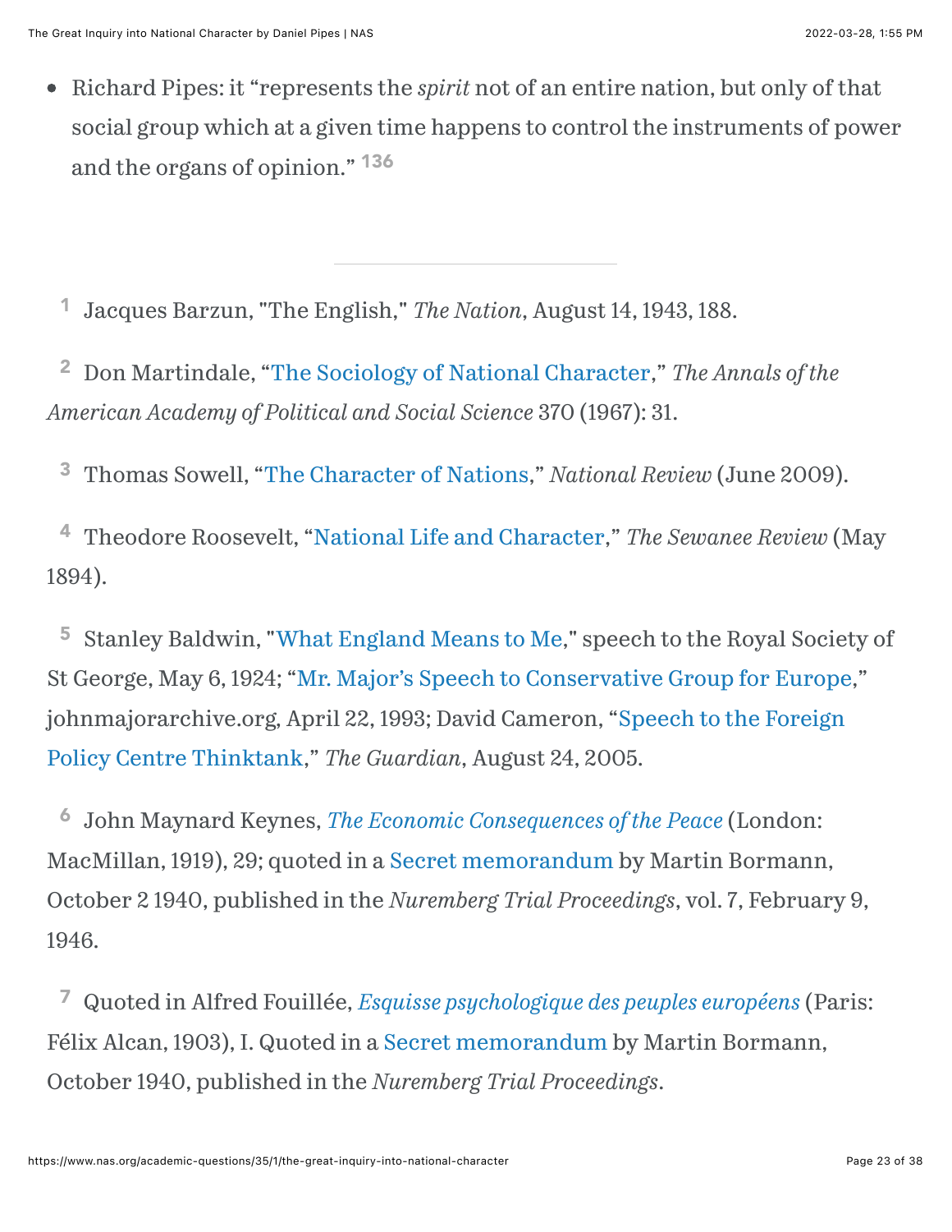- Richard Pipes: it "represents the *spirit* not of an entire nation, but only of that social group which at a given time happens to control the instruments of power and the organs of opinion." [136]

---

[1] Jacques Barzun, "The English," *The Nation*, August 14, 1943, 188.

[2] Don Martindale, "The Sociology of National Character," *The Annals of the American Academy of Political and Social Science* 370 (1967): 31.

[3] Thomas Sowell, "The Character of Nations," *National Review* (June 2009).

[4] Theodore Roosevelt, "National Life and Character," *The Sewanee Review* (May 1894).

[5] Stanley Baldwin, "What England Means to Me," speech to the Royal Society of St George, May 6, 1924; "Mr. Major's Speech to Conservative Group for Europe," johnmajorarchive.org, April 22, 1993; David Cameron, "Speech to the Foreign Policy Centre Thinktank," *The Guardian*, August 24, 2005.

[6] John Maynard Keynes, *The Economic Consequences of the Peace* (London: MacMillan, 1919), 29; quoted in a Secret memorandum by Martin Bormann, October 2 1940, published in the *Nuremberg Trial Proceedings*, vol. 7, February 9, 1946.

[7] Quoted in Alfred Fouillée, *Esquisse psychologique des peuples européens* (Paris: Félix Alcan, 1903), I. Quoted in a Secret memorandum by Martin Bormann, October 1940, published in the *Nuremberg Trial Proceedings*.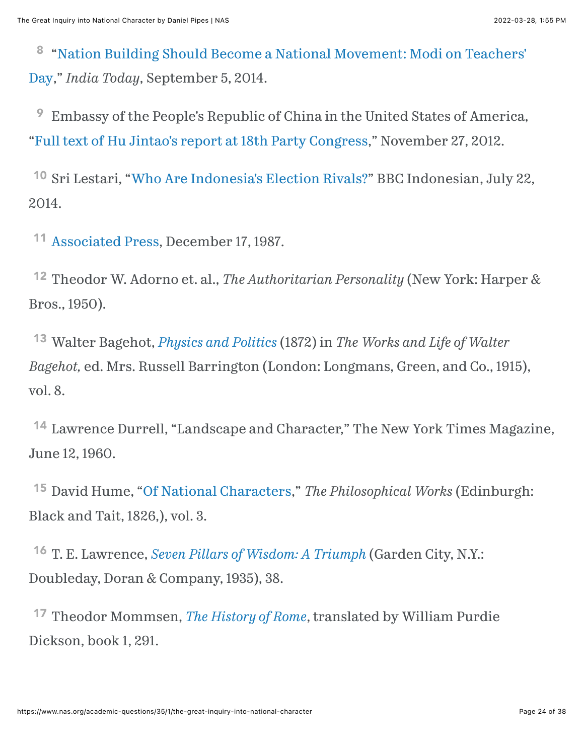[8] "Nation Building Should Become a National Movement: Modi on Teachers' Day," *India Today*, September 5, 2014.

[9] Embassy of the People's Republic of China in the United States of America, "Full text of Hu Jintao's report at 18th Party Congress," November 27, 2012.

[10] Sri Lestari, "Who Are Indonesia's Election Rivals?" BBC Indonesian, July 22, 2014.

[11] Associated Press, December 17, 1987.

[12] Theodor W. Adorno et. al., *The Authoritarian Personality* (New York: Harper & Bros., 1950).

[13] Walter Bagehot, *Physics and Politics* (1872) in *The Works and Life of Walter Bagehot,* ed. Mrs. Russell Barrington (London: Longmans, Green, and Co., 1915), vol. 8.

[14] Lawrence Durrell, "Landscape and Character," The New York Times Magazine, June 12, 1960.

[15] David Hume, "Of National Characters," *The Philosophical Works* (Edinburgh: Black and Tait, 1826,), vol. 3.

[16] T. E. Lawrence, *Seven Pillars of Wisdom: A Triumph* (Garden City, N.Y.: Doubleday, Doran & Company, 1935), 38.

[17] Theodor Mommsen, *The History of Rome*, translated by William Purdie Dickson, book 1, 291.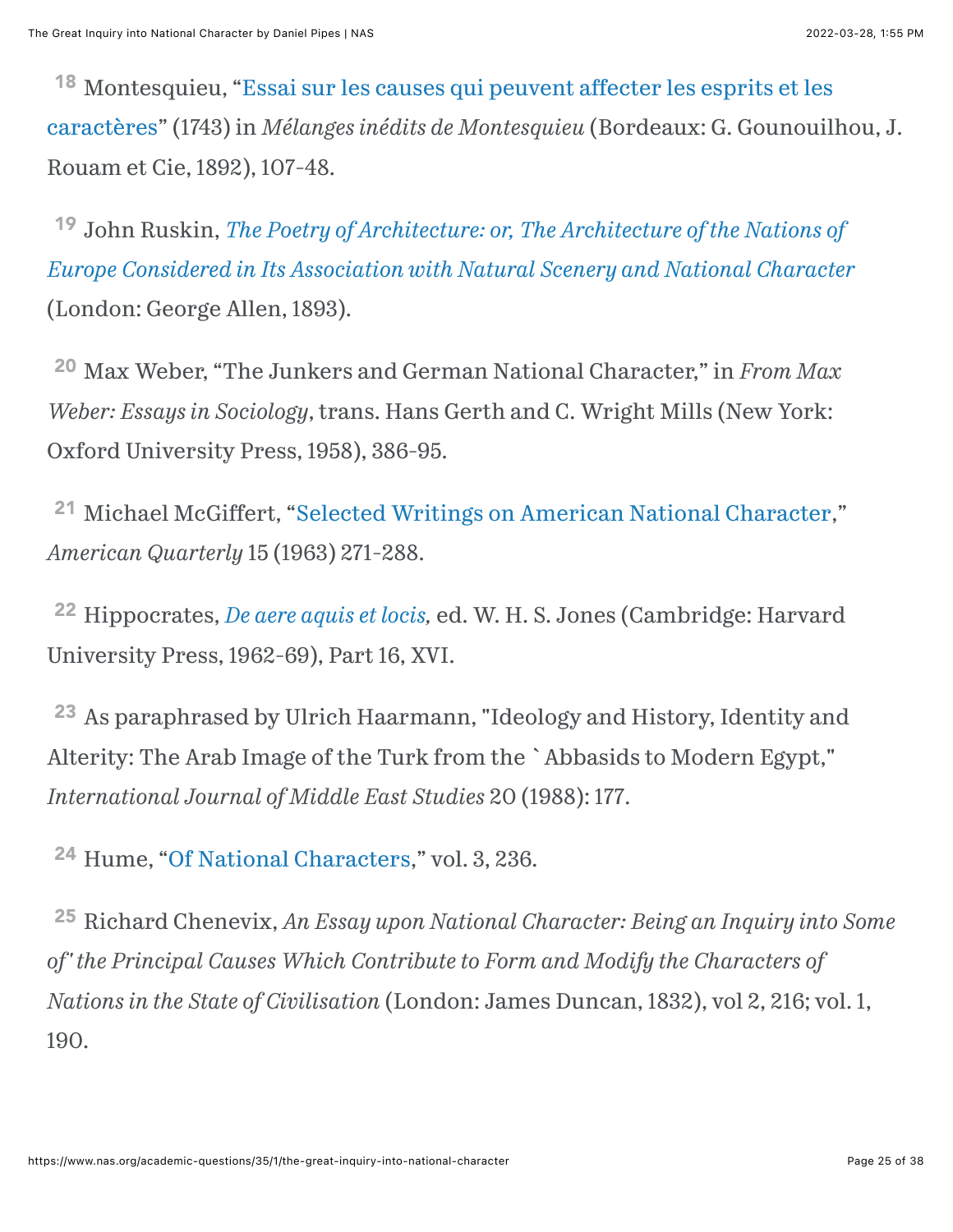[18] Montesquieu, "Essai sur les causes qui peuvent affecter les esprits et les caractères" (1743) in *Mélanges inédits de Montesquieu* (Bordeaux: G. Gounouilhou, J. Rouam et Cie, 1892), 107-48.

[19] John Ruskin, *The Poetry of Architecture: or, The Architecture of the Nations of Europe Considered in Its Association with Natural Scenery and National Character* (London: George Allen, 1893).

[20] Max Weber, "The Junkers and German National Character," in *From Max Weber: Essays in Sociology*, trans. Hans Gerth and C. Wright Mills (New York: Oxford University Press, 1958), 386-95.

[21] Michael McGiffert, "Selected Writings on American National Character," *American Quarterly* 15 (1963) 271-288.

[22] Hippocrates, *De aere aquis et locis,* ed. W. H. S. Jones (Cambridge: Harvard University Press, 1962-69), Part 16, XVI.

[23] As paraphrased by Ulrich Haarmann, "Ideology and History, Identity and Alterity: The Arab Image of the Turk from the `Abbasids to Modern Egypt," *International Journal of Middle East Studies* 20 (1988): 177.

[24] Hume, "Of National Characters," vol. 3, 236.

[25] Richard Chenevix, *An Essay upon National Character: Being an Inquiry into Some of' the Principal Causes Which Contribute to Form and Modify the Characters of Nations in the State of Civilisation* (London: James Duncan, 1832), vol 2, 216; vol. 1, 190.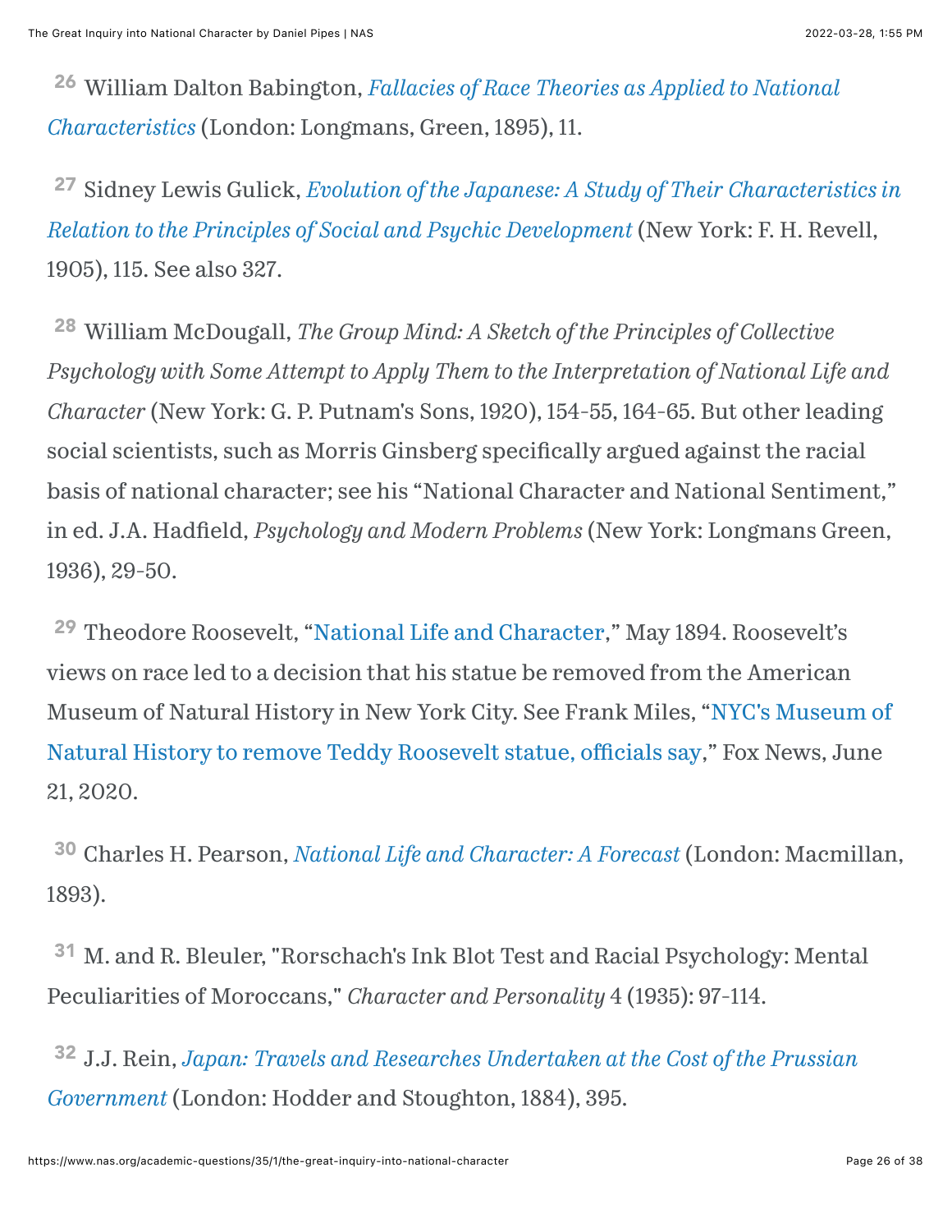[26] William Dalton Babington, *Fallacies of Race Theories as Applied to National Characteristics* (London: Longmans, Green, 1895), 11.

[27] Sidney Lewis Gulick, *Evolution of the Japanese: A Study of Their Characteristics in Relation to the Principles of Social and Psychic Development* (New York: F. H. Revell, 1905), 115. See also 327.

[28] William McDougall, *The Group Mind: A Sketch of the Principles of Collective Psychology with Some Attempt to Apply Them to the Interpretation of National Life and Character* (New York: G. P. Putnam's Sons, 1920), 154-55, 164-65. But other leading social scientists, such as Morris Ginsberg specifically argued against the racial basis of national character; see his "National Character and National Sentiment," in ed. J.A. Hadfield, *Psychology and Modern Problems* (New York: Longmans Green, 1936), 29-50.

[29] Theodore Roosevelt, "National Life and Character," May 1894. Roosevelt's views on race led to a decision that his statue be removed from the American Museum of Natural History in New York City. See Frank Miles, "NYC's Museum of Natural History to remove Teddy Roosevelt statue, officials say," Fox News, June 21, 2020.

[30] Charles H. Pearson, *National Life and Character: A Forecast* (London: Macmillan, 1893).

[31] M. and R. Bleuler, "Rorschach's Ink Blot Test and Racial Psychology: Mental Peculiarities of Moroccans," *Character and Personality* 4 (1935): 97-114.

[32] J.J. Rein, *Japan: Travels and Researches Undertaken at the Cost of the Prussian Government* (London: Hodder and Stoughton, 1884), 395.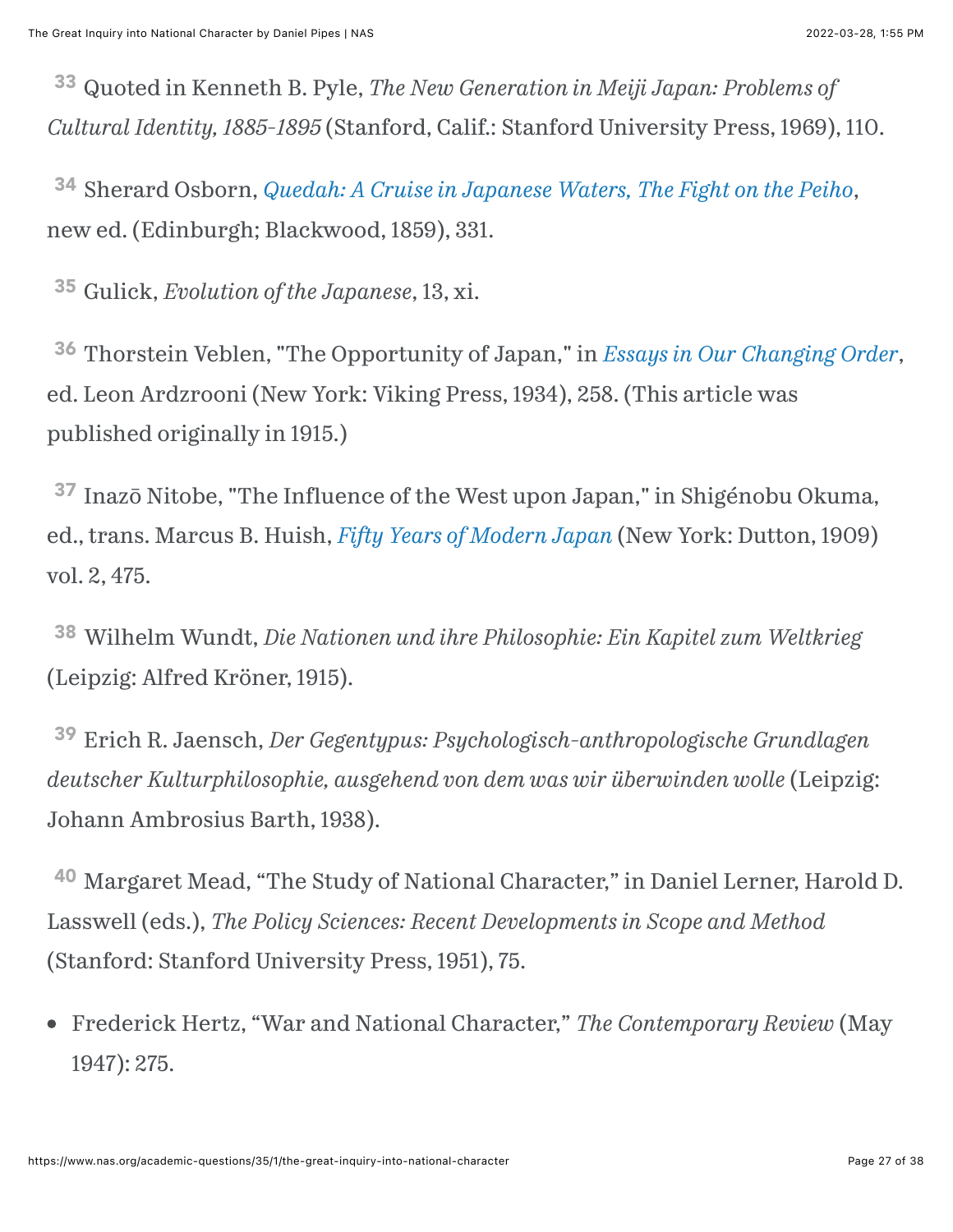[33] Quoted in Kenneth B. Pyle, *The New Generation in Meiji Japan: Problems of Cultural Identity, 1885-1895* (Stanford, Calif.: Stanford University Press, 1969), 110.

[34] Sherard Osborn, *Quedah: A Cruise in Japanese Waters, The Fight on the Peiho*, new ed. (Edinburgh; Blackwood, 1859), 331.

[35] Gulick, *Evolution of the Japanese*, 13, xi.

[36] Thorstein Veblen, "The Opportunity of Japan," in *Essays in Our Changing Order*, ed. Leon Ardzrooni (New York: Viking Press, 1934), 258. (This article was published originally in 1915.)

[37] Inazō Nitobe, "The Influence of the West upon Japan," in Shigénobu Okuma, ed., trans. Marcus B. Huish, *Fifty Years of Modern Japan* (New York: Dutton, 1909) vol. 2, 475.

[38] Wilhelm Wundt, *Die Nationen und ihre Philosophie: Ein Kapitel zum Weltkrieg* (Leipzig: Alfred Kröner, 1915).

[39] Erich R. Jaensch, *Der Gegentypus: Psychologisch-anthropologische Grundlagen deutscher Kulturphilosophie, ausgehend von dem was wir überwinden wolle* (Leipzig: Johann Ambrosius Barth, 1938).

[40] Margaret Mead, "The Study of National Character," in Daniel Lerner, Harold D. Lasswell (eds.), *The Policy Sciences: Recent Developments in Scope and Method* (Stanford: Stanford University Press, 1951), 75.

- Frederick Hertz, "War and National Character," *The Contemporary Review* (May 1947): 275.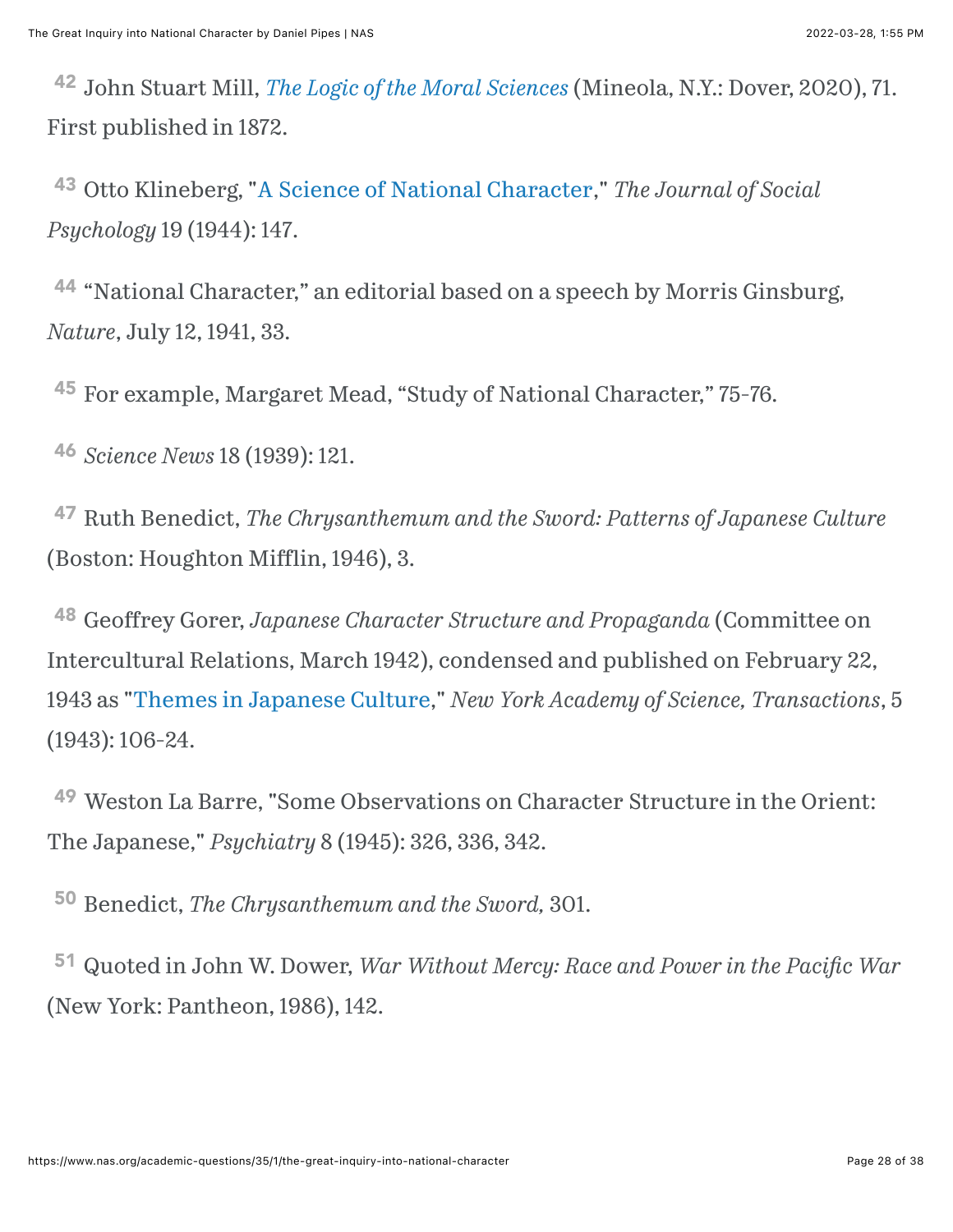[42] John Stuart Mill, *The Logic of the Moral Sciences* (Mineola, N.Y.: Dover, 2020), 71. First published in 1872.

[43] Otto Klineberg, "A Science of National Character," *The Journal of Social Psychology* 19 (1944): 147.

[44] "National Character," an editorial based on a speech by Morris Ginsburg, *Nature*, July 12, 1941, 33.

[45] For example, Margaret Mead, "Study of National Character," 75-76.

[46] *Science News* 18 (1939): 121.

[47] Ruth Benedict, *The Chrysanthemum and the Sword: Patterns of Japanese Culture* (Boston: Houghton Mifflin, 1946), 3.

[48] Geoffrey Gorer, *Japanese Character Structure and Propaganda* (Committee on Intercultural Relations, March 1942), condensed and published on February 22, 1943 as "Themes in Japanese Culture," *New York Academy of Science, Transactions*, 5 (1943): 106-24.

[49] Weston La Barre, "Some Observations on Character Structure in the Orient: The Japanese," *Psychiatry* 8 (1945): 326, 336, 342.

[50] Benedict, *The Chrysanthemum and the Sword,* 301.

[51] Quoted in John W. Dower, *War Without Mercy: Race and Power in the Pacific War* (New York: Pantheon, 1986), 142.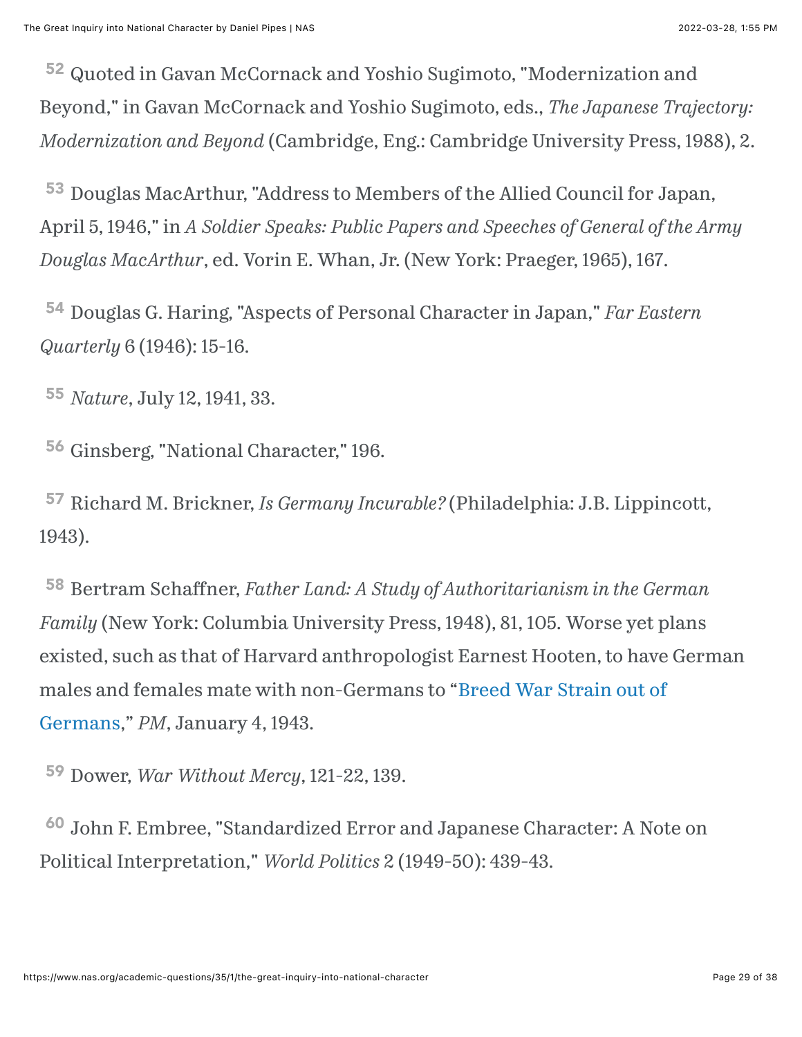[52] Quoted in Gavan McCornack and Yoshio Sugimoto, "Modernization and Beyond," in Gavan McCornack and Yoshio Sugimoto, eds., *The Japanese Trajectory: Modernization and Beyond* (Cambridge, Eng.: Cambridge University Press, 1988), 2.

[53] Douglas MacArthur, "Address to Members of the Allied Council for Japan, April 5, 1946," in *A Soldier Speaks: Public Papers and Speeches of General of the Army Douglas MacArthur*, ed. Vorin E. Whan, Jr. (New York: Praeger, 1965), 167.

[54] Douglas G. Haring, "Aspects of Personal Character in Japan," *Far Eastern Quarterly* 6 (1946): 15-16.

[55] *Nature*, July 12, 1941, 33.

[56] Ginsberg, "National Character," 196.

[57] Richard M. Brickner, *Is Germany Incurable?* (Philadelphia: J.B. Lippincott, 1943).

[58] Bertram Schaffner, *Father Land: A Study of Authoritarianism in the German Family* (New York: Columbia University Press, 1948), 81, 105. Worse yet plans existed, such as that of Harvard anthropologist Earnest Hooten, to have German males and females mate with non-Germans to "Breed War Strain out of Germans," *PM*, January 4, 1943.

[59] Dower, *War Without Mercy*, 121-22, 139.

[60] John F. Embree, "Standardized Error and Japanese Character: A Note on Political Interpretation," *World Politics* 2 (1949-50): 439-43.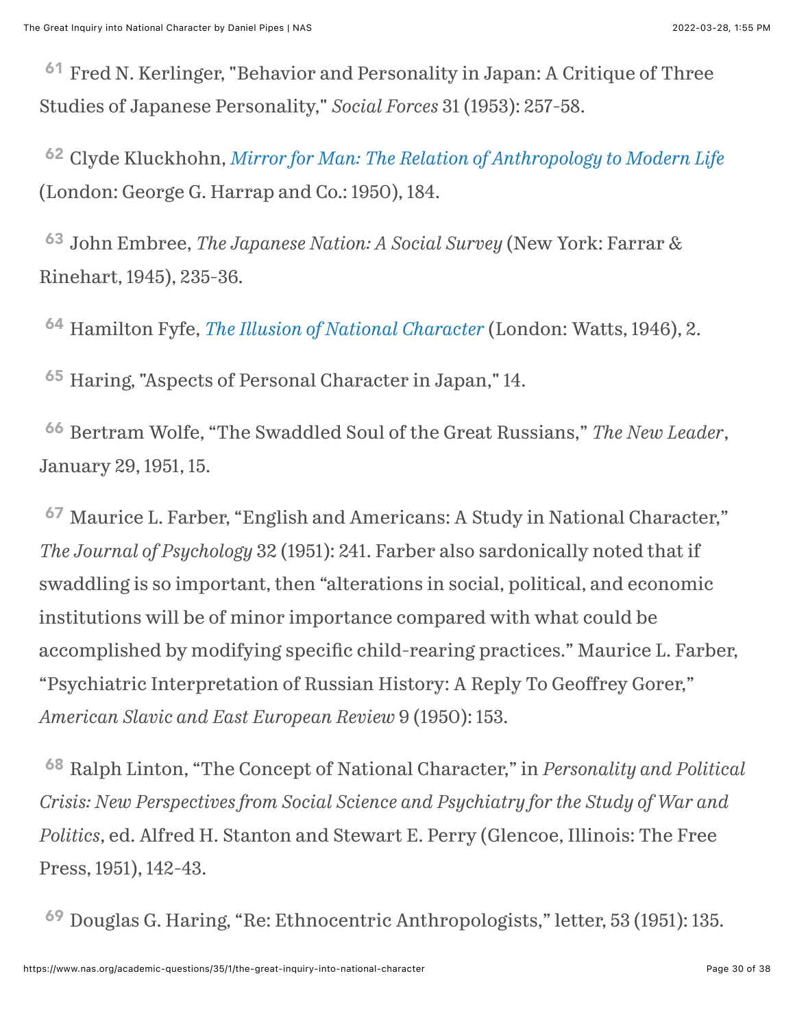[61] Fred N. Kerlinger, "Behavior and Personality in Japan: A Critique of Three Studies of Japanese Personality," *Social Forces* 31 (1953): 257-58.

[62] Clyde Kluckhohn, *Mirror for Man: The Relation of Anthropology to Modern Life* (London: George G. Harrap and Co.: 1950), 184.

[63] John Embree, *The Japanese Nation: A Social Survey* (New York: Farrar & Rinehart, 1945), 235-36.

[64] Hamilton Fyfe, *The Illusion of National Character* (London: Watts, 1946), 2.

[65] Haring, "Aspects of Personal Character in Japan," 14.

[66] Bertram Wolfe, "The Swaddled Soul of the Great Russians," *The New Leader*, January 29, 1951, 15.

[67] Maurice L. Farber, "English and Americans: A Study in National Character," *The Journal of Psychology* 32 (1951): 241. Farber also sardonically noted that if swaddling is so important, then "alterations in social, political, and economic institutions will be of minor importance compared with what could be accomplished by modifying specific child-rearing practices." Maurice L. Farber, "Psychiatric Interpretation of Russian History: A Reply To Geoffrey Gorer," *American Slavic and East European Review* 9 (1950): 153.

[68] Ralph Linton, "The Concept of National Character," in *Personality and Political Crisis: New Perspectives from Social Science and Psychiatry for the Study of War and Politics*, ed. Alfred H. Stanton and Stewart E. Perry (Glencoe, Illinois: The Free Press, 1951), 142-43.

[69] Douglas G. Haring, "Re: Ethnocentric Anthropologists," letter, 53 (1951): 135.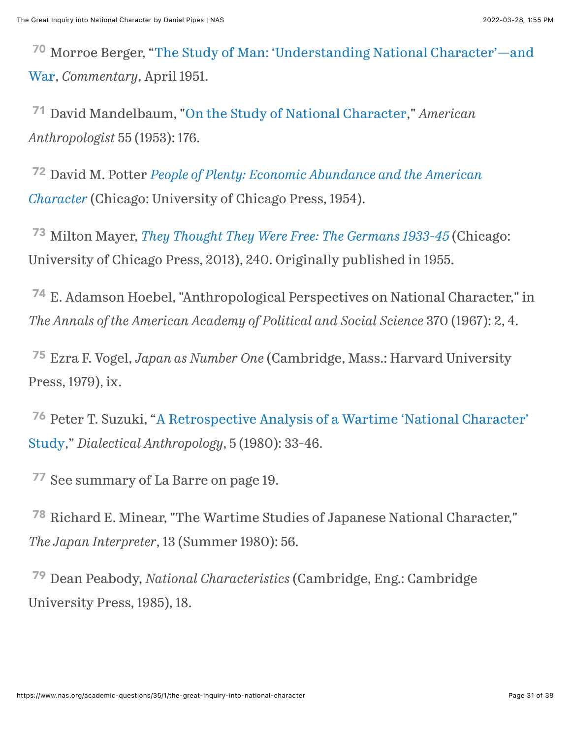[70] Morroe Berger, "The Study of Man: 'Understanding National Character'—and War, *Commentary*, April 1951.

[71] David Mandelbaum, "On the Study of National Character," *American Anthropologist* 55 (1953): 176.

[72] David M. Potter *People of Plenty: Economic Abundance and the American Character* (Chicago: University of Chicago Press, 1954).

[73] Milton Mayer, *They Thought They Were Free: The Germans 1933-45* (Chicago: University of Chicago Press, 2013), 240. Originally published in 1955.

[74] E. Adamson Hoebel, "Anthropological Perspectives on National Character," in *The Annals of the American Academy of Political and Social Science* 370 (1967): 2, 4.

[75] Ezra F. Vogel, *Japan as Number One* (Cambridge, Mass.: Harvard University Press, 1979), ix.

[76] Peter T. Suzuki, "A Retrospective Analysis of a Wartime 'National Character' Study," *Dialectical Anthropology*, 5 (1980): 33-46.

[77] See summary of La Barre on page 19.

[78] Richard E. Minear, "The Wartime Studies of Japanese National Character," *The Japan Interpreter*, 13 (Summer 1980): 56.

[79] Dean Peabody, *National Characteristics* (Cambridge, Eng.: Cambridge University Press, 1985), 18.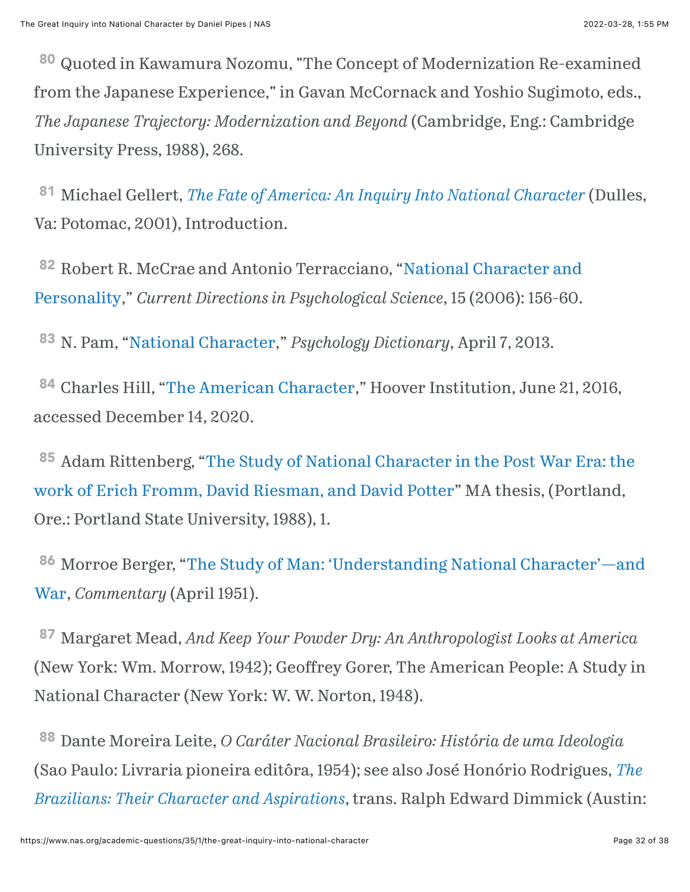[80] Quoted in Kawamura Nozomu, "The Concept of Modernization Re-examined from the Japanese Experience," in Gavan McCornack and Yoshio Sugimoto, eds., *The Japanese Trajectory: Modernization and Beyond* (Cambridge, Eng.: Cambridge University Press, 1988), 268.

[81] Michael Gellert, *The Fate of America: An Inquiry Into National Character* (Dulles, Va: Potomac, 2001), Introduction.

[82] Robert R. McCrae and Antonio Terracciano, "National Character and Personality," *Current Directions in Psychological Science*, 15 (2006): 156-60.

[83] N. Pam, "National Character," *Psychology Dictionary*, April 7, 2013.

[84] Charles Hill, "The American Character," Hoover Institution, June 21, 2016, accessed December 14, 2020.

[85] Adam Rittenberg, "The Study of National Character in the Post War Era: the work of Erich Fromm, David Riesman, and David Potter" MA thesis, (Portland, Ore.: Portland State University, 1988), 1.

[86] Morroe Berger, "The Study of Man: 'Understanding National Character'—and War, *Commentary* (April 1951).

[87] Margaret Mead, *And Keep Your Powder Dry: An Anthropologist Looks at America* (New York: Wm. Morrow, 1942); Geoffrey Gorer, The American People: A Study in National Character (New York: W. W. Norton, 1948).

[88] Dante Moreira Leite, *O Caráter Nacional Brasileiro: História de uma Ideologia* (Sao Paulo: Livraria pioneira editôra, 1954); see also José Honório Rodrigues, *The Brazilians: Their Character and Aspirations*, trans. Ralph Edward Dimmick (Austin: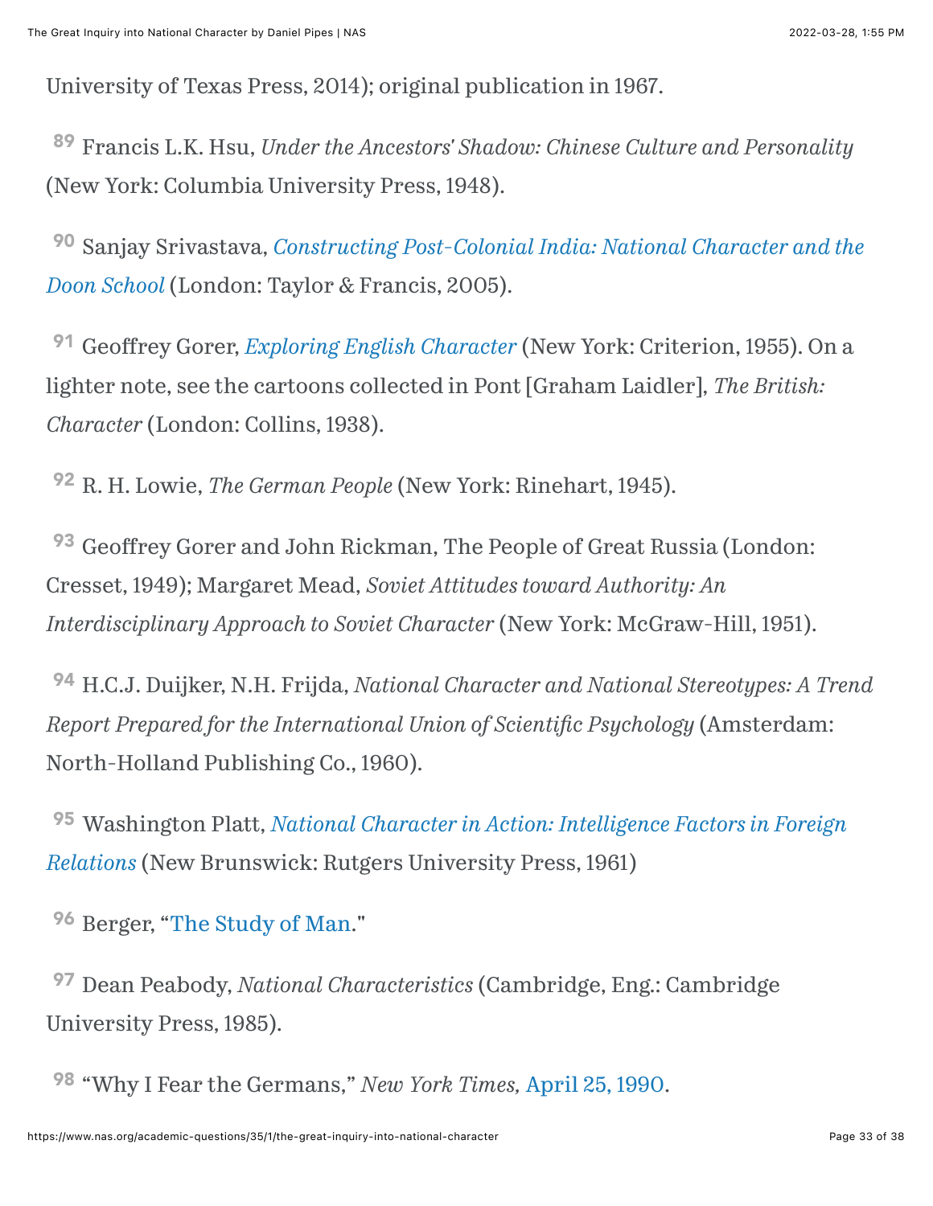University of Texas Press, 2014); original publication in 1967.

[89] Francis L.K. Hsu, *Under the Ancestors' Shadow: Chinese Culture and Personality* (New York: Columbia University Press, 1948).

[90] Sanjay Srivastava, *Constructing Post-Colonial India: National Character and the Doon School* (London: Taylor & Francis, 2005).

[91] Geoffrey Gorer, *Exploring English Character* (New York: Criterion, 1955). On a lighter note, see the cartoons collected in Pont [Graham Laidler], *The British: Character* (London: Collins, 1938).

[92] R. H. Lowie, *The German People* (New York: Rinehart, 1945).

[93] Geoffrey Gorer and John Rickman, The People of Great Russia (London: Cresset, 1949); Margaret Mead, *Soviet Attitudes toward Authority: An Interdisciplinary Approach to Soviet Character* (New York: McGraw-Hill, 1951).

[94] H.C.J. Duijker, N.H. Frijda, *National Character and National Stereotypes: A Trend Report Prepared for the International Union of Scientific Psychology* (Amsterdam: North-Holland Publishing Co., 1960).

[95] Washington Platt, *National Character in Action: Intelligence Factors in Foreign Relations* (New Brunswick: Rutgers University Press, 1961)

[96] Berger, "The Study of Man."

[97] Dean Peabody, *National Characteristics* (Cambridge, Eng.: Cambridge University Press, 1985).

[98] "Why I Fear the Germans," *New York Times,* April 25, 1990.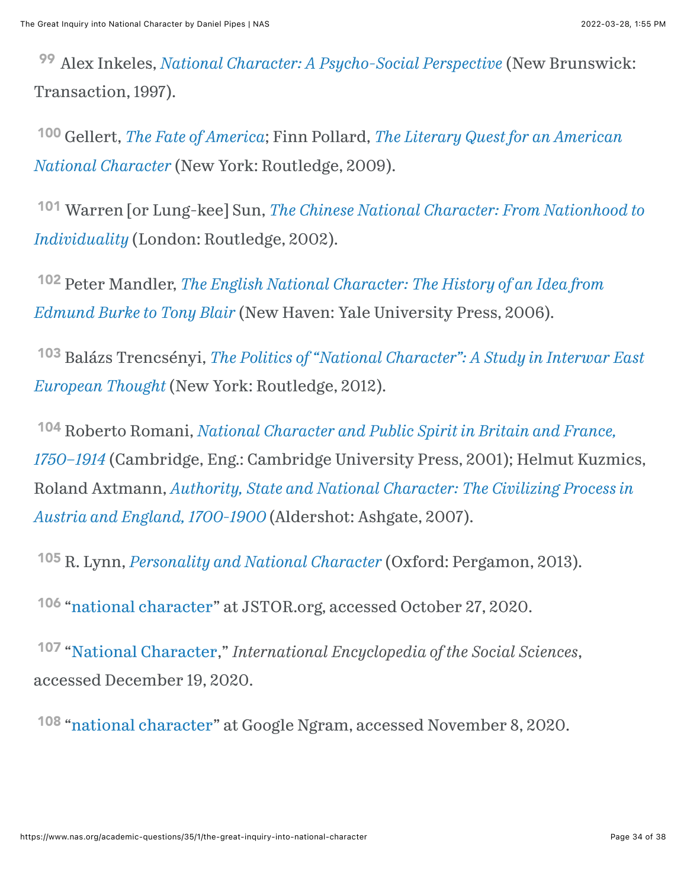[99] Alex Inkeles, *National Character: A Psycho-Social Perspective* (New Brunswick: Transaction, 1997).

[100] Gellert, *The Fate of America*; Finn Pollard, *The Literary Quest for an American National Character* (New York: Routledge, 2009).

[101] Warren [or Lung-kee] Sun, *The Chinese National Character: From Nationhood to Individuality* (London: Routledge, 2002).

[102] Peter Mandler, *The English National Character: The History of an Idea from Edmund Burke to Tony Blair* (New Haven: Yale University Press, 2006).

[103] Balázs Trencsényi, *The Politics of "National Character": A Study in Interwar East European Thought* (New York: Routledge, 2012).

[104] Roberto Romani, *National Character and Public Spirit in Britain and France, 1750–1914* (Cambridge, Eng.: Cambridge University Press, 2001); Helmut Kuzmics, Roland Axtmann, *Authority, State and National Character: The Civilizing Process in Austria and England, 1700-1900* (Aldershot: Ashgate, 2007).

[105] R. Lynn, *Personality and National Character* (Oxford: Pergamon, 2013).

[106] "national character" at JSTOR.org, accessed October 27, 2020.

[107] "National Character," *International Encyclopedia of the Social Sciences*, accessed December 19, 2020.

[108] "national character" at Google Ngram, accessed November 8, 2020.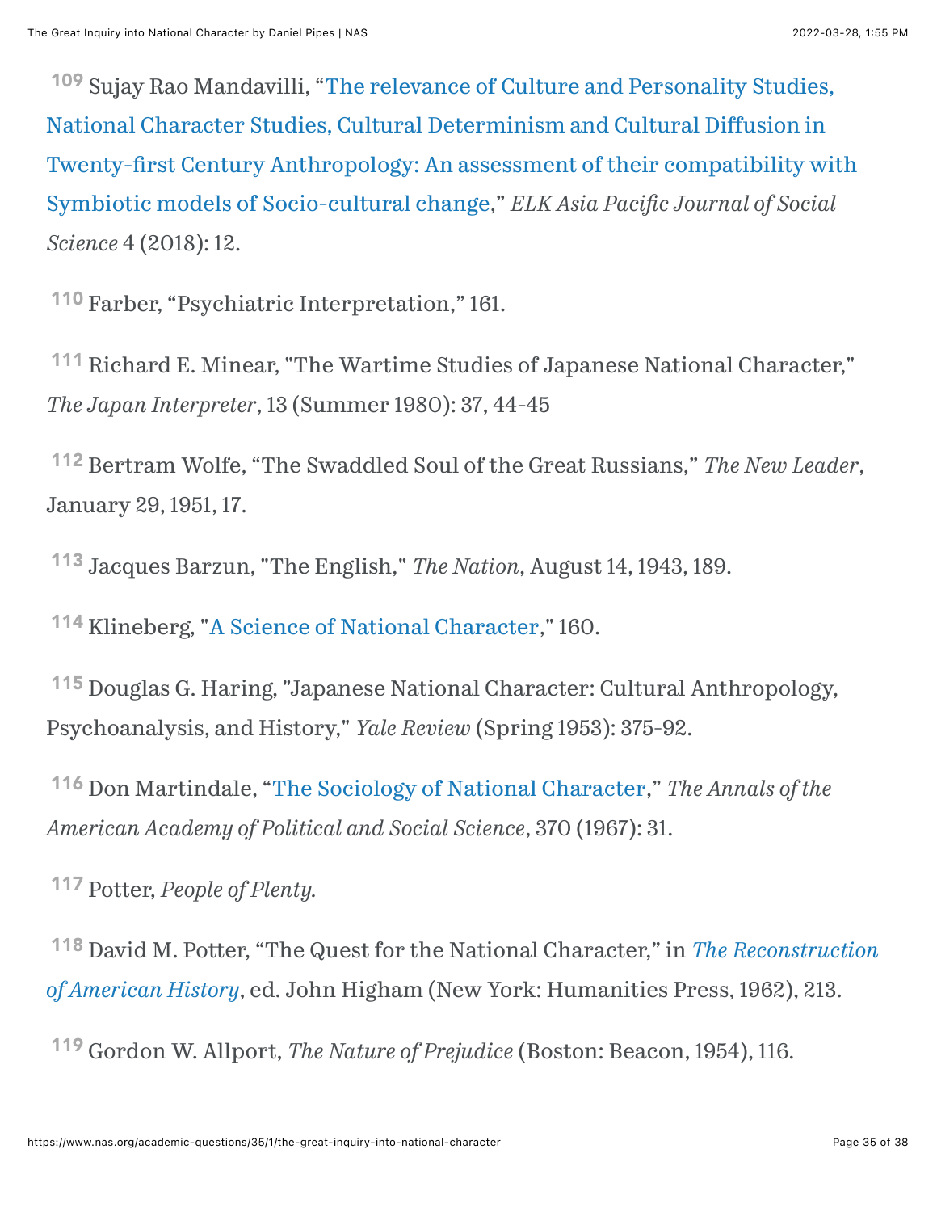[109] Sujay Rao Mandavilli, "The relevance of Culture and Personality Studies, National Character Studies, Cultural Determinism and Cultural Diffusion in Twenty-first Century Anthropology: An assessment of their compatibility with Symbiotic models of Socio-cultural change," *ELK Asia Pacific Journal of Social Science* 4 (2018): 12.

[110] Farber, "Psychiatric Interpretation," 161.

[111] Richard E. Minear, "The Wartime Studies of Japanese National Character," *The Japan Interpreter*, 13 (Summer 1980): 37, 44-45

[112] Bertram Wolfe, "The Swaddled Soul of the Great Russians," *The New Leader*, January 29, 1951, 17.

[113] Jacques Barzun, "The English," *The Nation*, August 14, 1943, 189.

[114] Klineberg, "A Science of National Character," 160.

[115] Douglas G. Haring, "Japanese National Character: Cultural Anthropology, Psychoanalysis, and History," *Yale Review* (Spring 1953): 375-92.

[116] Don Martindale, "The Sociology of National Character," *The Annals of the American Academy of Political and Social Science*, 370 (1967): 31.

[117] Potter, *People of Plenty.*

[118] David M. Potter, "The Quest for the National Character," in *The Reconstruction of American History*, ed. John Higham (New York: Humanities Press, 1962), 213.

[119] Gordon W. Allport, *The Nature of Prejudice* (Boston: Beacon, 1954), 116.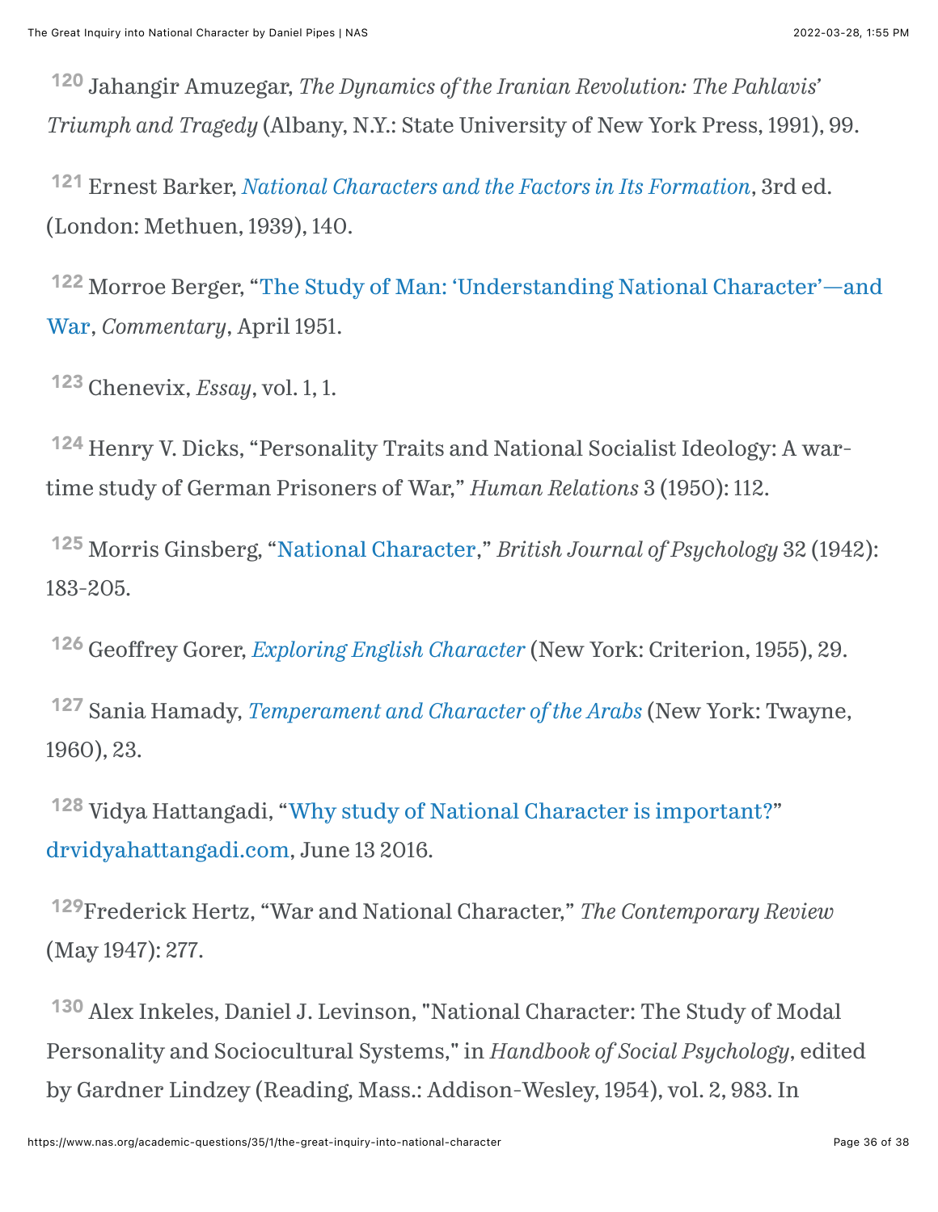[120] Jahangir Amuzegar, *The Dynamics of the Iranian Revolution: The Pahlavis' Triumph and Tragedy* (Albany, N.Y.: State University of New York Press, 1991), 99.

[121] Ernest Barker, *National Characters and the Factors in Its Formation*, 3rd ed. (London: Methuen, 1939), 140.

[122] Morroe Berger, "The Study of Man: 'Understanding National Character'—and War, *Commentary*, April 1951.

[123] Chenevix, *Essay*, vol. 1, 1.

[124] Henry V. Dicks, "Personality Traits and National Socialist Ideology: A war-time study of German Prisoners of War," *Human Relations* 3 (1950): 112.

[125] Morris Ginsberg, "National Character," *British Journal of Psychology* 32 (1942): 183-205.

[126] Geoffrey Gorer, *Exploring English Character* (New York: Criterion, 1955), 29.

[127] Sania Hamady, *Temperament and Character of the Arabs* (New York: Twayne, 1960), 23.

[128] Vidya Hattangadi, "Why study of National Character is important?" drvidyahattangadi.com, June 13 2016.

[129] Frederick Hertz, "War and National Character," *The Contemporary Review* (May 1947): 277.

[130] Alex Inkeles, Daniel J. Levinson, "National Character: The Study of Modal Personality and Sociocultural Systems," in *Handbook of Social Psychology*, edited by Gardner Lindzey (Reading, Mass.: Addison-Wesley, 1954), vol. 2, 983. In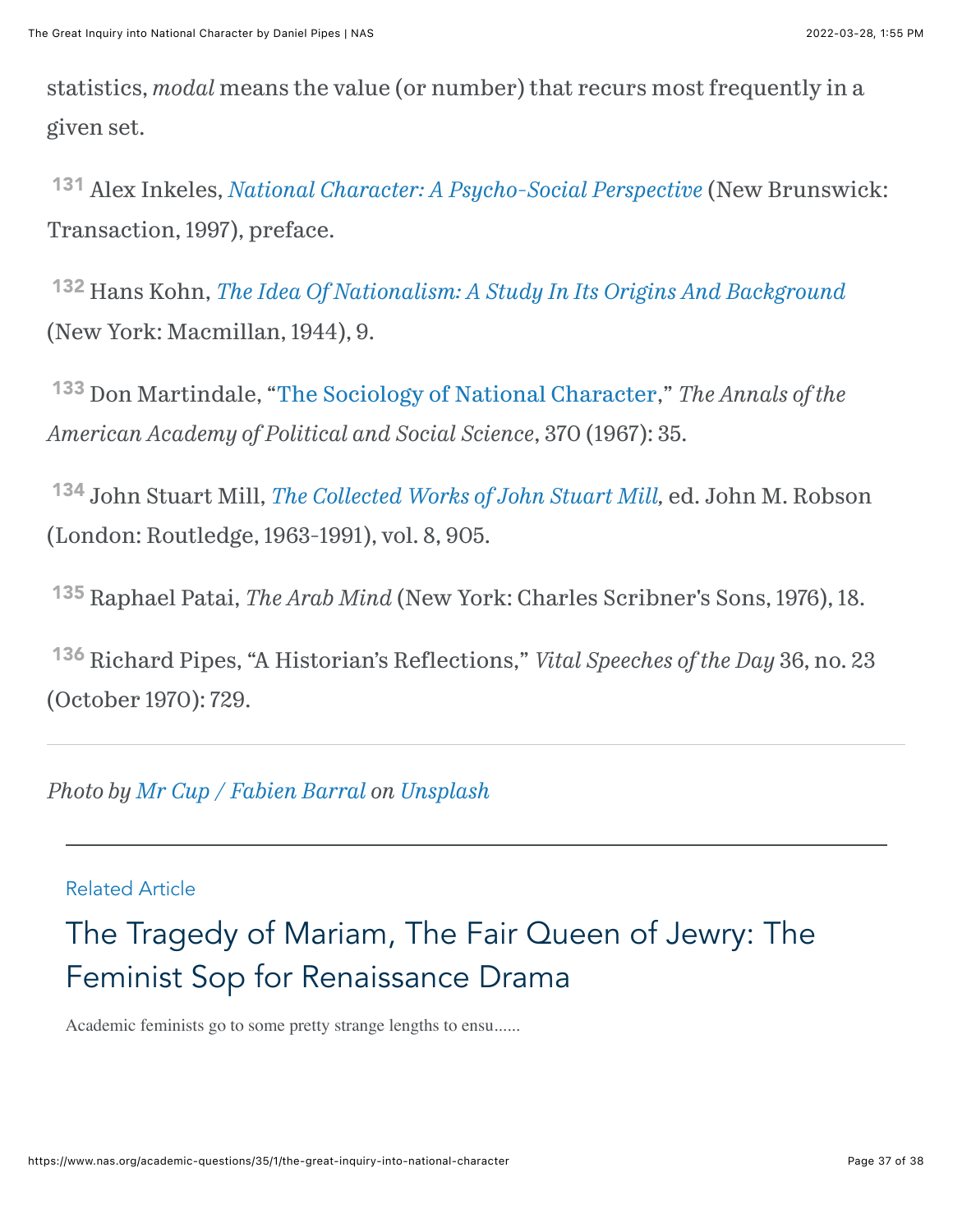statistics, *modal* means the value (or number) that recurs most frequently in a given set.

[131] Alex Inkeles, *National Character: A Psycho-Social Perspective* (New Brunswick: Transaction, 1997), preface.

[132] Hans Kohn, *The Idea Of Nationalism: A Study In Its Origins And Background* (New York: Macmillan, 1944), 9.

[133] Don Martindale, "The Sociology of National Character," *The Annals of the American Academy of Political and Social Science*, 370 (1967): 35.

[134] John Stuart Mill, *The Collected Works of John Stuart Mill,* ed. John M. Robson (London: Routledge, 1963-1991), vol. 8, 905.

[135] Raphael Patai, *The Arab Mind* (New York: Charles Scribner's Sons, 1976), 18.

[136] Richard Pipes, "A Historian's Reflections," *Vital Speeches of the Day* 36, no. 23 (October 1970): 729.

---

*Photo by Mr Cup / Fabien Barral on Unsplash*

---

Related Article

## The Tragedy of Mariam, The Fair Queen of Jewry: The Feminist Sop for Renaissance Drama

Academic feminists go to some pretty strange lengths to ensu......